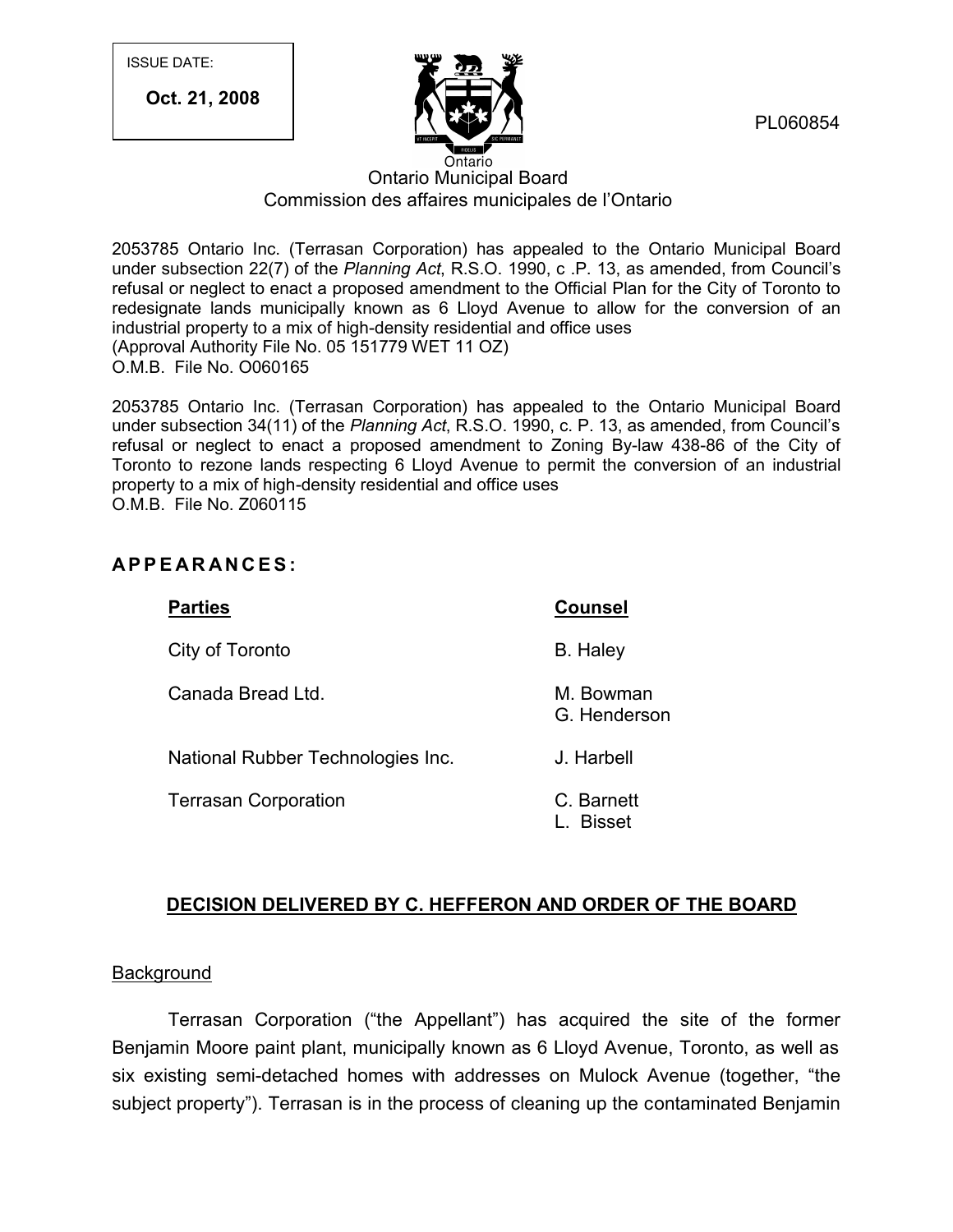ISSUE DATE:

**Oct. 21, 2008**

PL060854

Ontario

Ontario Municipal Board
Commission des affaires municipales de l'Ontario

2053785 Ontario Inc. (Terrasan Corporation) has appealed to the Ontario Municipal Board under subsection 22(7) of the *Planning Act*, R.S.O. 1990, c .P. 13, as amended, from Council's refusal or neglect to enact a proposed amendment to the Official Plan for the City of Toronto to redesignate lands municipally known as 6 Lloyd Avenue to allow for the conversion of an industrial property to a mix of high-density residential and office uses
(Approval Authority File No. 05 151779 WET 11 OZ)
O.M.B. File No. O060165

2053785 Ontario Inc. (Terrasan Corporation) has appealed to the Ontario Municipal Board under subsection 34(11) of the *Planning Act*, R.S.O. 1990, c. P. 13, as amended, from Council's refusal or neglect to enact a proposed amendment to Zoning By-law 438-86 of the City of Toronto to rezone lands respecting 6 Lloyd Avenue to permit the conversion of an industrial property to a mix of high-density residential and office uses
O.M.B. File No. Z060115

## APPEARANCES:

| **Parties** | **Counsel** |
|---|---|
| City of Toronto | B. Haley |
| Canada Bread Ltd. | M. Bowman<br>G. Henderson |
| National Rubber Technologies Inc. | J. Harbell |
| Terrasan Corporation | C. Barnett<br>L. Bisset |

## DECISION DELIVERED BY C. HEFFERON AND ORDER OF THE BOARD

### Background

Terrasan Corporation ("the Appellant") has acquired the site of the former Benjamin Moore paint plant, municipally known as 6 Lloyd Avenue, Toronto, as well as six existing semi-detached homes with addresses on Mulock Avenue (together, "the subject property"). Terrasan is in the process of cleaning up the contaminated Benjamin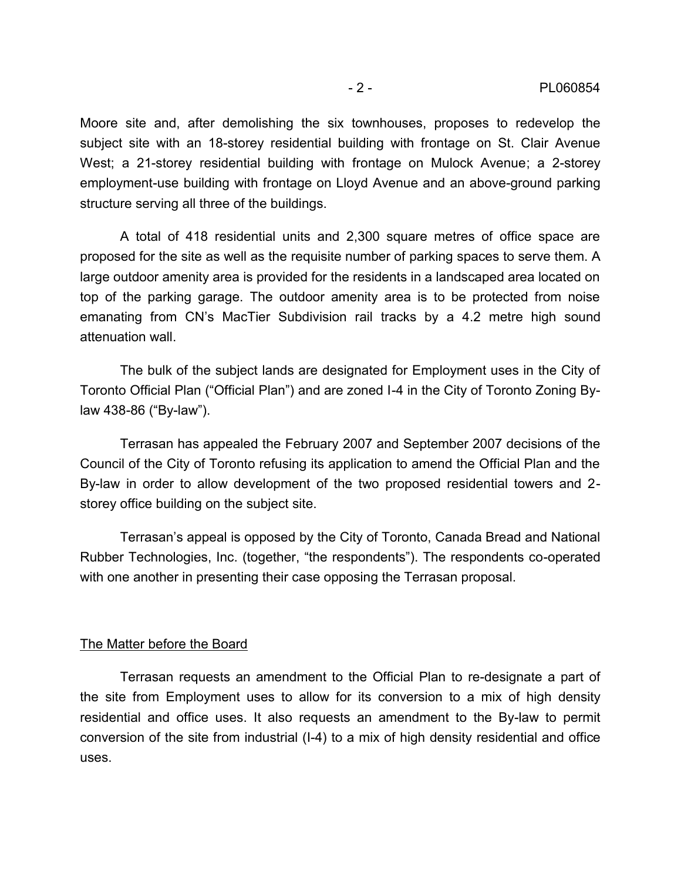Moore site and, after demolishing the six townhouses, proposes to redevelop the subject site with an 18-storey residential building with frontage on St. Clair Avenue West; a 21-storey residential building with frontage on Mulock Avenue; a 2-storey employment-use building with frontage on Lloyd Avenue and an above-ground parking structure serving all three of the buildings.

A total of 418 residential units and 2,300 square metres of office space are proposed for the site as well as the requisite number of parking spaces to serve them. A large outdoor amenity area is provided for the residents in a landscaped area located on top of the parking garage. The outdoor amenity area is to be protected from noise emanating from CN's MacTier Subdivision rail tracks by a 4.2 metre high sound attenuation wall.

The bulk of the subject lands are designated for Employment uses in the City of Toronto Official Plan ("Official Plan") and are zoned I-4 in the City of Toronto Zoning By-law 438-86 ("By-law").

Terrasan has appealed the February 2007 and September 2007 decisions of the Council of the City of Toronto refusing its application to amend the Official Plan and the By-law in order to allow development of the two proposed residential towers and 2-storey office building on the subject site.

Terrasan's appeal is opposed by the City of Toronto, Canada Bread and National Rubber Technologies, Inc. (together, "the respondents"). The respondents co-operated with one another in presenting their case opposing the Terrasan proposal.

## The Matter before the Board

Terrasan requests an amendment to the Official Plan to re-designate a part of the site from Employment uses to allow for its conversion to a mix of high density residential and office uses. It also requests an amendment to the By-law to permit conversion of the site from industrial (I-4) to a mix of high density residential and office uses.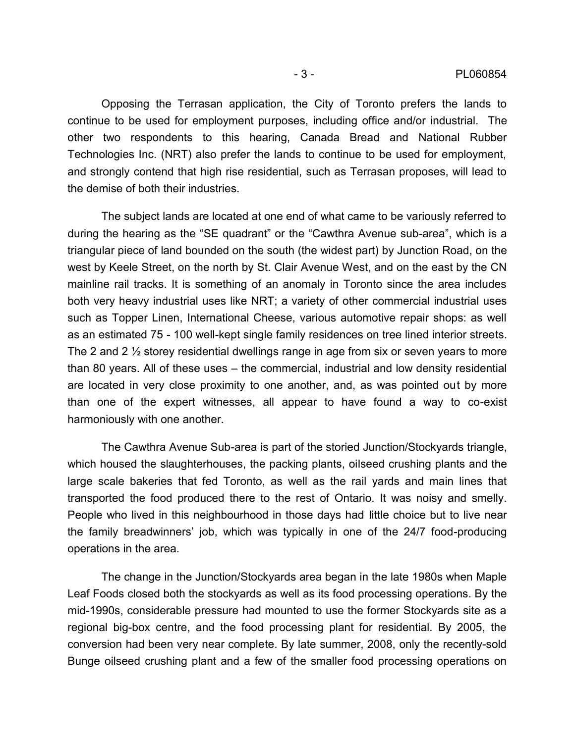Opposing the Terrasan application, the City of Toronto prefers the lands to continue to be used for employment purposes, including office and/or industrial. The other two respondents to this hearing, Canada Bread and National Rubber Technologies Inc. (NRT) also prefer the lands to continue to be used for employment, and strongly contend that high rise residential, such as Terrasan proposes, will lead to the demise of both their industries.

The subject lands are located at one end of what came to be variously referred to during the hearing as the "SE quadrant" or the "Cawthra Avenue sub-area", which is a triangular piece of land bounded on the south (the widest part) by Junction Road, on the west by Keele Street, on the north by St. Clair Avenue West, and on the east by the CN mainline rail tracks. It is something of an anomaly in Toronto since the area includes both very heavy industrial uses like NRT; a variety of other commercial industrial uses such as Topper Linen, International Cheese, various automotive repair shops: as well as an estimated 75 - 100 well-kept single family residences on tree lined interior streets. The 2 and 2 ½ storey residential dwellings range in age from six or seven years to more than 80 years. All of these uses – the commercial, industrial and low density residential are located in very close proximity to one another, and, as was pointed out by more than one of the expert witnesses, all appear to have found a way to co-exist harmoniously with one another.

The Cawthra Avenue Sub-area is part of the storied Junction/Stockyards triangle, which housed the slaughterhouses, the packing plants, oilseed crushing plants and the large scale bakeries that fed Toronto, as well as the rail yards and main lines that transported the food produced there to the rest of Ontario. It was noisy and smelly. People who lived in this neighbourhood in those days had little choice but to live near the family breadwinners' job, which was typically in one of the 24/7 food-producing operations in the area.

The change in the Junction/Stockyards area began in the late 1980s when Maple Leaf Foods closed both the stockyards as well as its food processing operations. By the mid-1990s, considerable pressure had mounted to use the former Stockyards site as a regional big-box centre, and the food processing plant for residential. By 2005, the conversion had been very near complete. By late summer, 2008, only the recently-sold Bunge oilseed crushing plant and a few of the smaller food processing operations on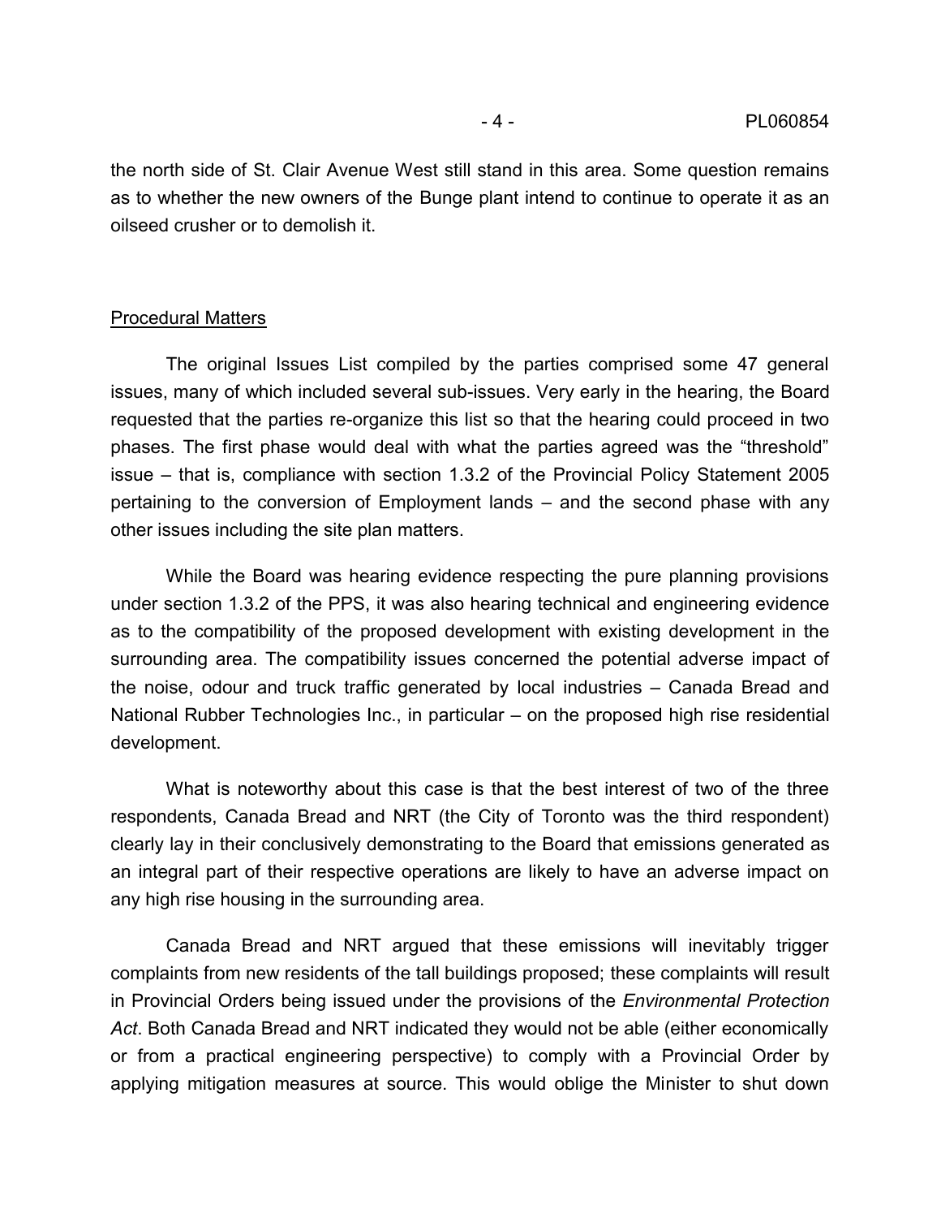the north side of St. Clair Avenue West still stand in this area. Some question remains as to whether the new owners of the Bunge plant intend to continue to operate it as an oilseed crusher or to demolish it.

## Procedural Matters

The original Issues List compiled by the parties comprised some 47 general issues, many of which included several sub-issues. Very early in the hearing, the Board requested that the parties re-organize this list so that the hearing could proceed in two phases. The first phase would deal with what the parties agreed was the "threshold" issue – that is, compliance with section 1.3.2 of the Provincial Policy Statement 2005 pertaining to the conversion of Employment lands – and the second phase with any other issues including the site plan matters.

While the Board was hearing evidence respecting the pure planning provisions under section 1.3.2 of the PPS, it was also hearing technical and engineering evidence as to the compatibility of the proposed development with existing development in the surrounding area. The compatibility issues concerned the potential adverse impact of the noise, odour and truck traffic generated by local industries – Canada Bread and National Rubber Technologies Inc., in particular – on the proposed high rise residential development.

What is noteworthy about this case is that the best interest of two of the three respondents, Canada Bread and NRT (the City of Toronto was the third respondent) clearly lay in their conclusively demonstrating to the Board that emissions generated as an integral part of their respective operations are likely to have an adverse impact on any high rise housing in the surrounding area.

Canada Bread and NRT argued that these emissions will inevitably trigger complaints from new residents of the tall buildings proposed; these complaints will result in Provincial Orders being issued under the provisions of the *Environmental Protection Act*. Both Canada Bread and NRT indicated they would not be able (either economically or from a practical engineering perspective) to comply with a Provincial Order by applying mitigation measures at source. This would oblige the Minister to shut down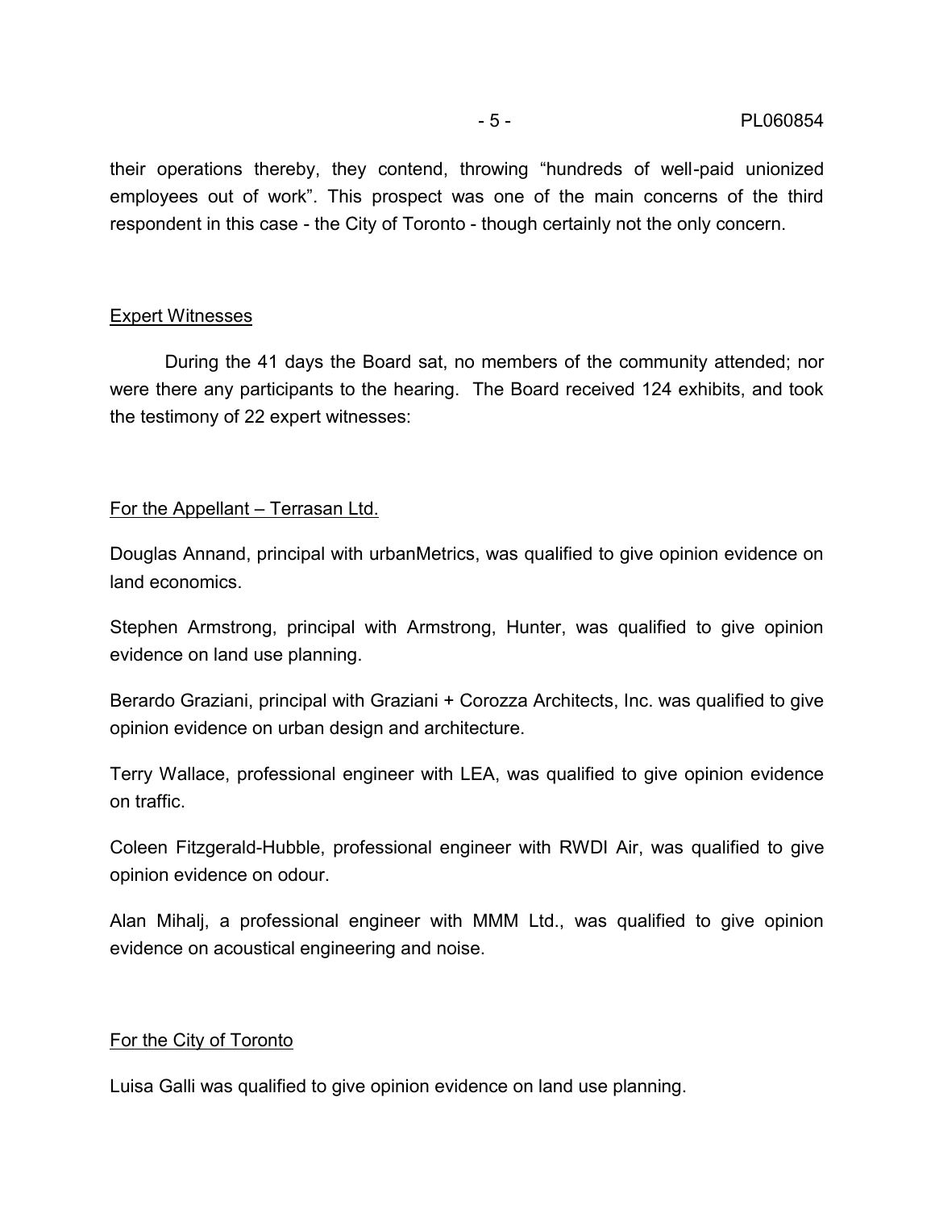their operations thereby, they contend, throwing "hundreds of well-paid unionized employees out of work". This prospect was one of the main concerns of the third respondent in this case - the City of Toronto - though certainly not the only concern.

<u>Expert Witnesses</u>

During the 41 days the Board sat, no members of the community attended; nor were there any participants to the hearing. The Board received 124 exhibits, and took the testimony of 22 expert witnesses:

<u>For the Appellant – Terrasan Ltd.</u>

Douglas Annand, principal with urbanMetrics, was qualified to give opinion evidence on land economics.

Stephen Armstrong, principal with Armstrong, Hunter, was qualified to give opinion evidence on land use planning.

Berardo Graziani, principal with Graziani + Corozza Architects, Inc. was qualified to give opinion evidence on urban design and architecture.

Terry Wallace, professional engineer with LEA, was qualified to give opinion evidence on traffic.

Coleen Fitzgerald-Hubble, professional engineer with RWDI Air, was qualified to give opinion evidence on odour.

Alan Mihalj, a professional engineer with MMM Ltd., was qualified to give opinion evidence on acoustical engineering and noise.

<u>For the City of Toronto</u>

Luisa Galli was qualified to give opinion evidence on land use planning.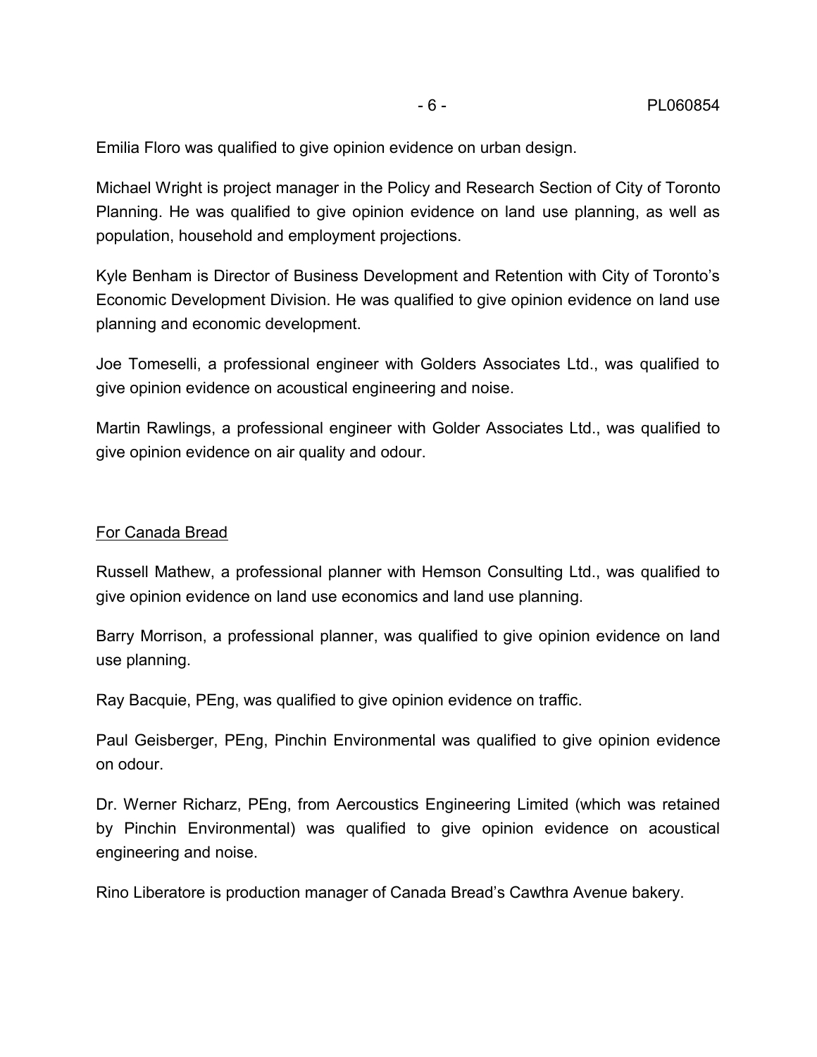Emilia Floro was qualified to give opinion evidence on urban design.

Michael Wright is project manager in the Policy and Research Section of City of Toronto Planning. He was qualified to give opinion evidence on land use planning, as well as population, household and employment projections.

Kyle Benham is Director of Business Development and Retention with City of Toronto's Economic Development Division. He was qualified to give opinion evidence on land use planning and economic development.

Joe Tomeselli, a professional engineer with Golders Associates Ltd., was qualified to give opinion evidence on acoustical engineering and noise.

Martin Rawlings, a professional engineer with Golder Associates Ltd., was qualified to give opinion evidence on air quality and odour.

For Canada Bread

Russell Mathew, a professional planner with Hemson Consulting Ltd., was qualified to give opinion evidence on land use economics and land use planning.

Barry Morrison, a professional planner, was qualified to give opinion evidence on land use planning.

Ray Bacquie, PEng, was qualified to give opinion evidence on traffic.

Paul Geisberger, PEng, Pinchin Environmental was qualified to give opinion evidence on odour.

Dr. Werner Richarz, PEng, from Aercoustics Engineering Limited (which was retained by Pinchin Environmental) was qualified to give opinion evidence on acoustical engineering and noise.

Rino Liberatore is production manager of Canada Bread's Cawthra Avenue bakery.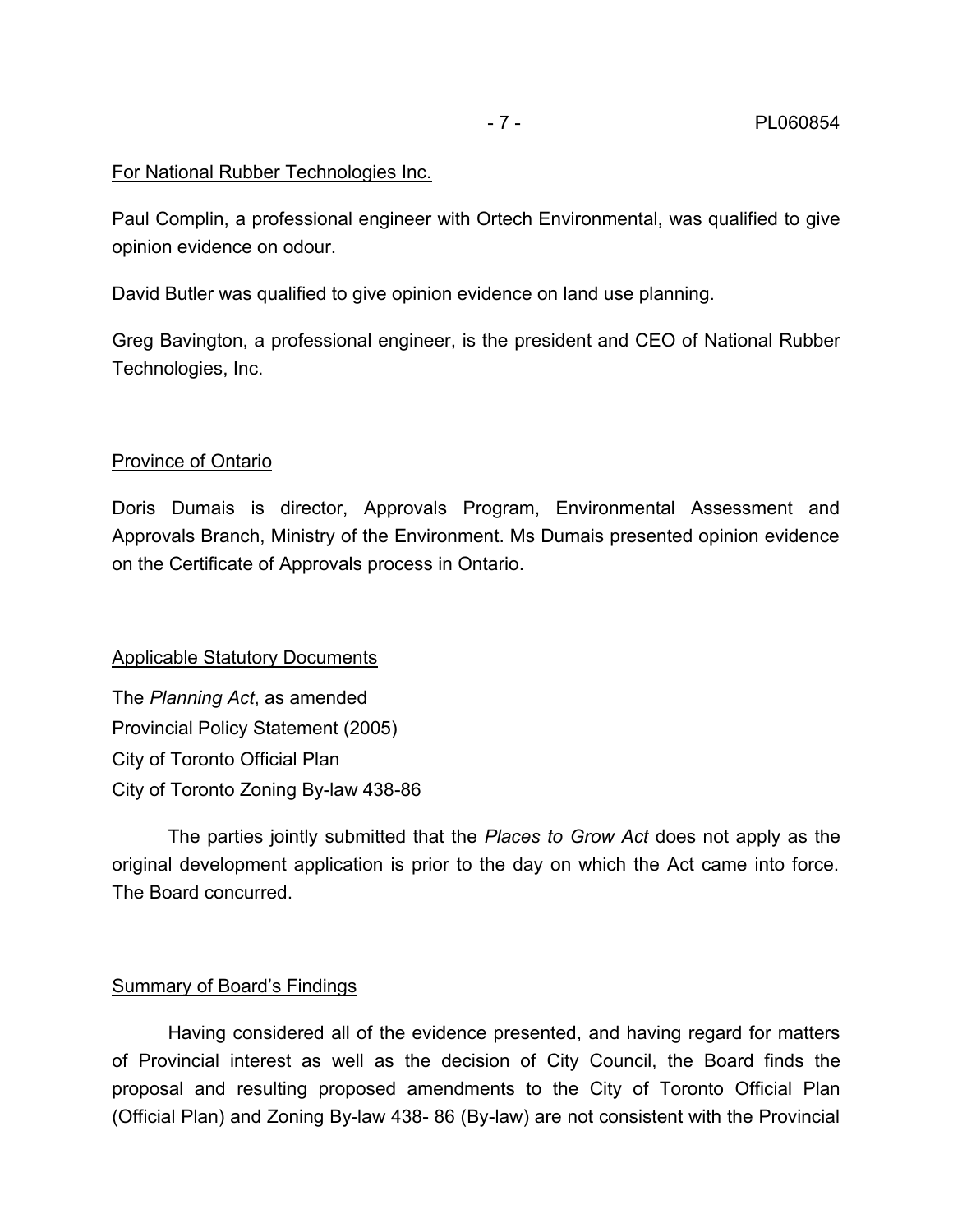For National Rubber Technologies Inc.

Paul Complin, a professional engineer with Ortech Environmental, was qualified to give opinion evidence on odour.

David Butler was qualified to give opinion evidence on land use planning.

Greg Bavington, a professional engineer, is the president and CEO of National Rubber Technologies, Inc.

Province of Ontario

Doris Dumais is director, Approvals Program, Environmental Assessment and Approvals Branch, Ministry of the Environment. Ms Dumais presented opinion evidence on the Certificate of Approvals process in Ontario.

Applicable Statutory Documents

The *Planning Act*, as amended
Provincial Policy Statement (2005)
City of Toronto Official Plan
City of Toronto Zoning By-law 438-86

The parties jointly submitted that the *Places to Grow Act* does not apply as the original development application is prior to the day on which the Act came into force. The Board concurred.

Summary of Board's Findings

Having considered all of the evidence presented, and having regard for matters of Provincial interest as well as the decision of City Council, the Board finds the proposal and resulting proposed amendments to the City of Toronto Official Plan (Official Plan) and Zoning By-law 438- 86 (By-law) are not consistent with the Provincial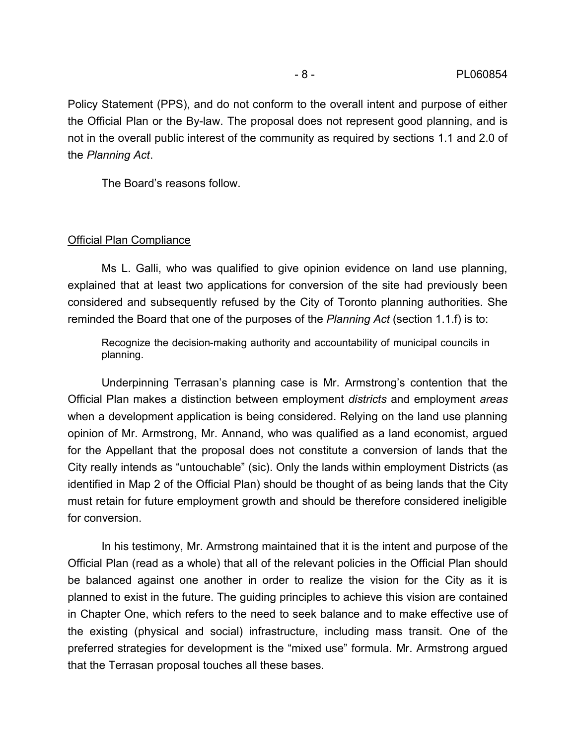Policy Statement (PPS), and do not conform to the overall intent and purpose of either the Official Plan or the By-law. The proposal does not represent good planning, and is not in the overall public interest of the community as required by sections 1.1 and 2.0 of the *Planning Act*.

The Board's reasons follow.

## Official Plan Compliance

Ms L. Galli, who was qualified to give opinion evidence on land use planning, explained that at least two applications for conversion of the site had previously been considered and subsequently refused by the City of Toronto planning authorities. She reminded the Board that one of the purposes of the *Planning Act* (section 1.1.f) is to:

> Recognize the decision-making authority and accountability of municipal councils in planning.

Underpinning Terrasan's planning case is Mr. Armstrong's contention that the Official Plan makes a distinction between employment *districts* and employment *areas* when a development application is being considered. Relying on the land use planning opinion of Mr. Armstrong, Mr. Annand, who was qualified as a land economist, argued for the Appellant that the proposal does not constitute a conversion of lands that the City really intends as "untouchable" (sic). Only the lands within employment Districts (as identified in Map 2 of the Official Plan) should be thought of as being lands that the City must retain for future employment growth and should be therefore considered ineligible for conversion.

In his testimony, Mr. Armstrong maintained that it is the intent and purpose of the Official Plan (read as a whole) that all of the relevant policies in the Official Plan should be balanced against one another in order to realize the vision for the City as it is planned to exist in the future. The guiding principles to achieve this vision are contained in Chapter One, which refers to the need to seek balance and to make effective use of the existing (physical and social) infrastructure, including mass transit. One of the preferred strategies for development is the "mixed use" formula. Mr. Armstrong argued that the Terrasan proposal touches all these bases.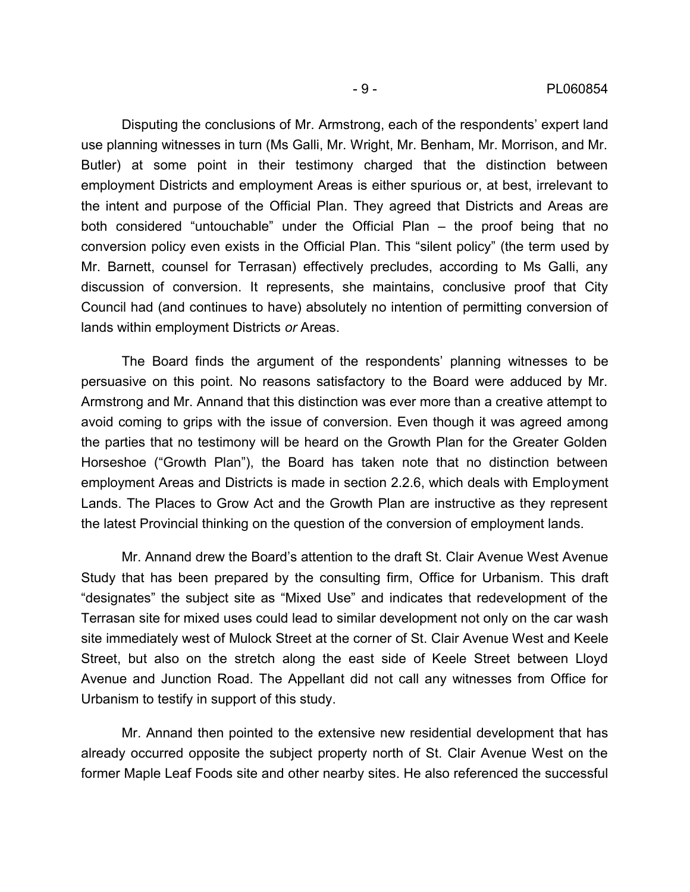Disputing the conclusions of Mr. Armstrong, each of the respondents' expert land use planning witnesses in turn (Ms Galli, Mr. Wright, Mr. Benham, Mr. Morrison, and Mr. Butler) at some point in their testimony charged that the distinction between employment Districts and employment Areas is either spurious or, at best, irrelevant to the intent and purpose of the Official Plan. They agreed that Districts and Areas are both considered "untouchable" under the Official Plan – the proof being that no conversion policy even exists in the Official Plan. This "silent policy" (the term used by Mr. Barnett, counsel for Terrasan) effectively precludes, according to Ms Galli, any discussion of conversion. It represents, she maintains, conclusive proof that City Council had (and continues to have) absolutely no intention of permitting conversion of lands within employment Districts *or* Areas.

The Board finds the argument of the respondents' planning witnesses to be persuasive on this point. No reasons satisfactory to the Board were adduced by Mr. Armstrong and Mr. Annand that this distinction was ever more than a creative attempt to avoid coming to grips with the issue of conversion. Even though it was agreed among the parties that no testimony will be heard on the Growth Plan for the Greater Golden Horseshoe ("Growth Plan"), the Board has taken note that no distinction between employment Areas and Districts is made in section 2.2.6, which deals with Employment Lands. The Places to Grow Act and the Growth Plan are instructive as they represent the latest Provincial thinking on the question of the conversion of employment lands.

Mr. Annand drew the Board's attention to the draft St. Clair Avenue West Avenue Study that has been prepared by the consulting firm, Office for Urbanism. This draft "designates" the subject site as "Mixed Use" and indicates that redevelopment of the Terrasan site for mixed uses could lead to similar development not only on the car wash site immediately west of Mulock Street at the corner of St. Clair Avenue West and Keele Street, but also on the stretch along the east side of Keele Street between Lloyd Avenue and Junction Road. The Appellant did not call any witnesses from Office for Urbanism to testify in support of this study.

Mr. Annand then pointed to the extensive new residential development that has already occurred opposite the subject property north of St. Clair Avenue West on the former Maple Leaf Foods site and other nearby sites. He also referenced the successful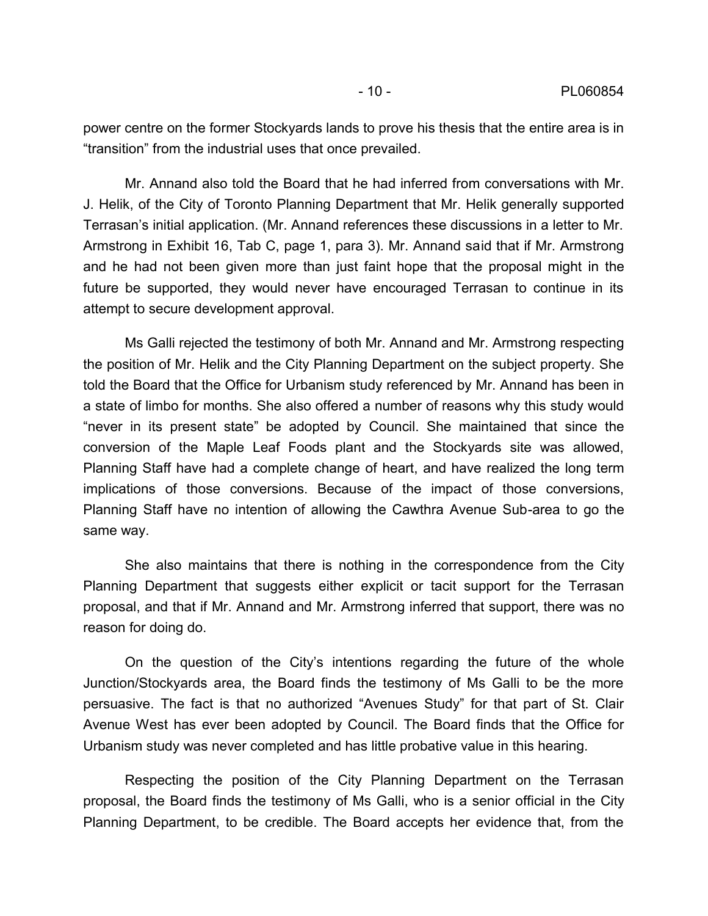power centre on the former Stockyards lands to prove his thesis that the entire area is in "transition" from the industrial uses that once prevailed.

Mr. Annand also told the Board that he had inferred from conversations with Mr. J. Helik, of the City of Toronto Planning Department that Mr. Helik generally supported Terrasan's initial application. (Mr. Annand references these discussions in a letter to Mr. Armstrong in Exhibit 16, Tab C, page 1, para 3). Mr. Annand said that if Mr. Armstrong and he had not been given more than just faint hope that the proposal might in the future be supported, they would never have encouraged Terrasan to continue in its attempt to secure development approval.

Ms Galli rejected the testimony of both Mr. Annand and Mr. Armstrong respecting the position of Mr. Helik and the City Planning Department on the subject property. She told the Board that the Office for Urbanism study referenced by Mr. Annand has been in a state of limbo for months. She also offered a number of reasons why this study would "never in its present state" be adopted by Council. She maintained that since the conversion of the Maple Leaf Foods plant and the Stockyards site was allowed, Planning Staff have had a complete change of heart, and have realized the long term implications of those conversions. Because of the impact of those conversions, Planning Staff have no intention of allowing the Cawthra Avenue Sub-area to go the same way.

She also maintains that there is nothing in the correspondence from the City Planning Department that suggests either explicit or tacit support for the Terrasan proposal, and that if Mr. Annand and Mr. Armstrong inferred that support, there was no reason for doing do.

On the question of the City's intentions regarding the future of the whole Junction/Stockyards area, the Board finds the testimony of Ms Galli to be the more persuasive. The fact is that no authorized "Avenues Study" for that part of St. Clair Avenue West has ever been adopted by Council. The Board finds that the Office for Urbanism study was never completed and has little probative value in this hearing.

Respecting the position of the City Planning Department on the Terrasan proposal, the Board finds the testimony of Ms Galli, who is a senior official in the City Planning Department, to be credible. The Board accepts her evidence that, from the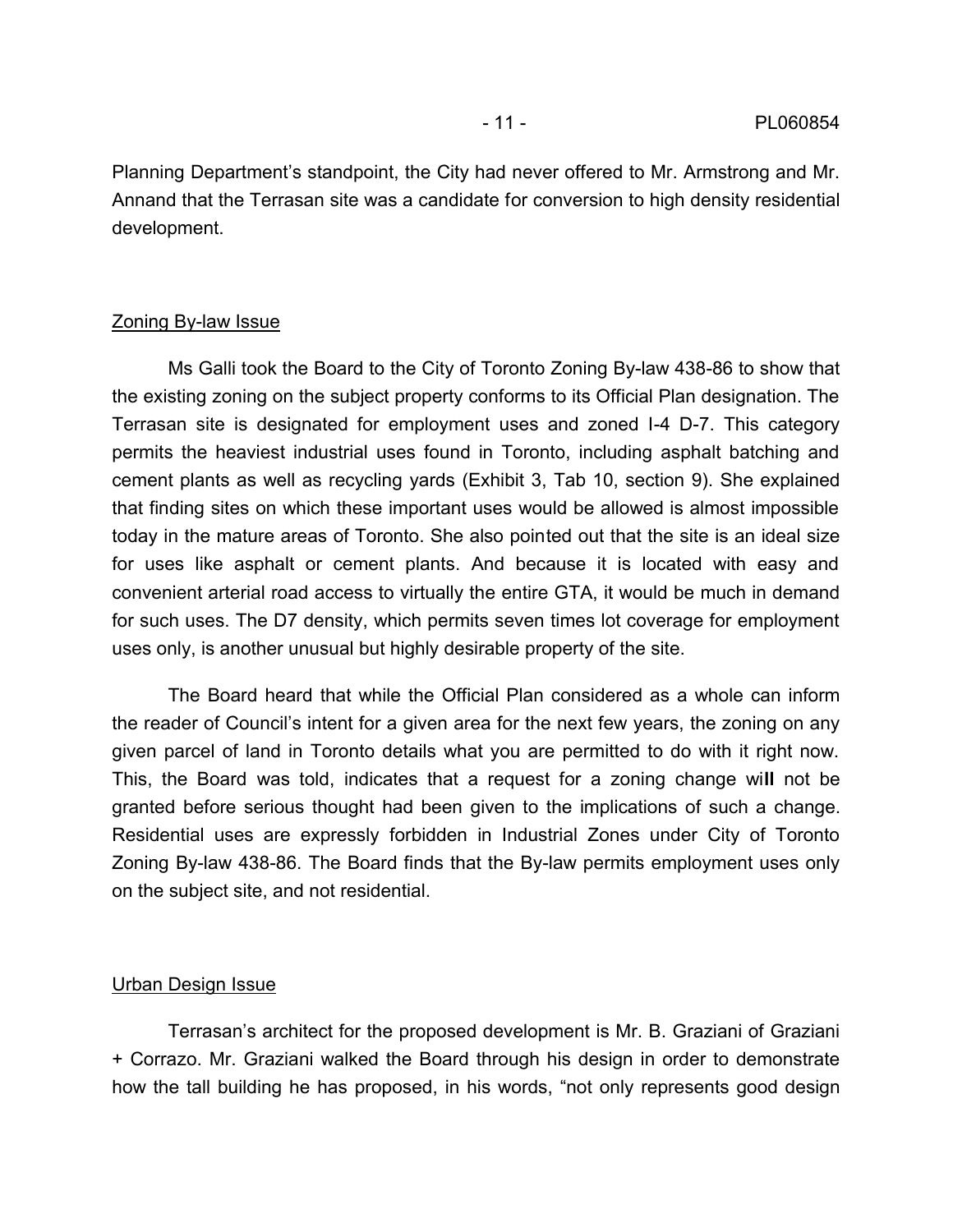Planning Department's standpoint, the City had never offered to Mr. Armstrong and Mr. Annand that the Terrasan site was a candidate for conversion to high density residential development.

## Zoning By-law Issue

Ms Galli took the Board to the City of Toronto Zoning By-law 438-86 to show that the existing zoning on the subject property conforms to its Official Plan designation. The Terrasan site is designated for employment uses and zoned I-4 D-7. This category permits the heaviest industrial uses found in Toronto, including asphalt batching and cement plants as well as recycling yards (Exhibit 3, Tab 10, section 9). She explained that finding sites on which these important uses would be allowed is almost impossible today in the mature areas of Toronto. She also pointed out that the site is an ideal size for uses like asphalt or cement plants. And because it is located with easy and convenient arterial road access to virtually the entire GTA, it would be much in demand for such uses. The D7 density, which permits seven times lot coverage for employment uses only, is another unusual but highly desirable property of the site.

The Board heard that while the Official Plan considered as a whole can inform the reader of Council's intent for a given area for the next few years, the zoning on any given parcel of land in Toronto details what you are permitted to do with it right now. This, the Board was told, indicates that a request for a zoning change will not be granted before serious thought had been given to the implications of such a change. Residential uses are expressly forbidden in Industrial Zones under City of Toronto Zoning By-law 438-86. The Board finds that the By-law permits employment uses only on the subject site, and not residential.

## Urban Design Issue

Terrasan's architect for the proposed development is Mr. B. Graziani of Graziani + Corrazo. Mr. Graziani walked the Board through his design in order to demonstrate how the tall building he has proposed, in his words, "not only represents good design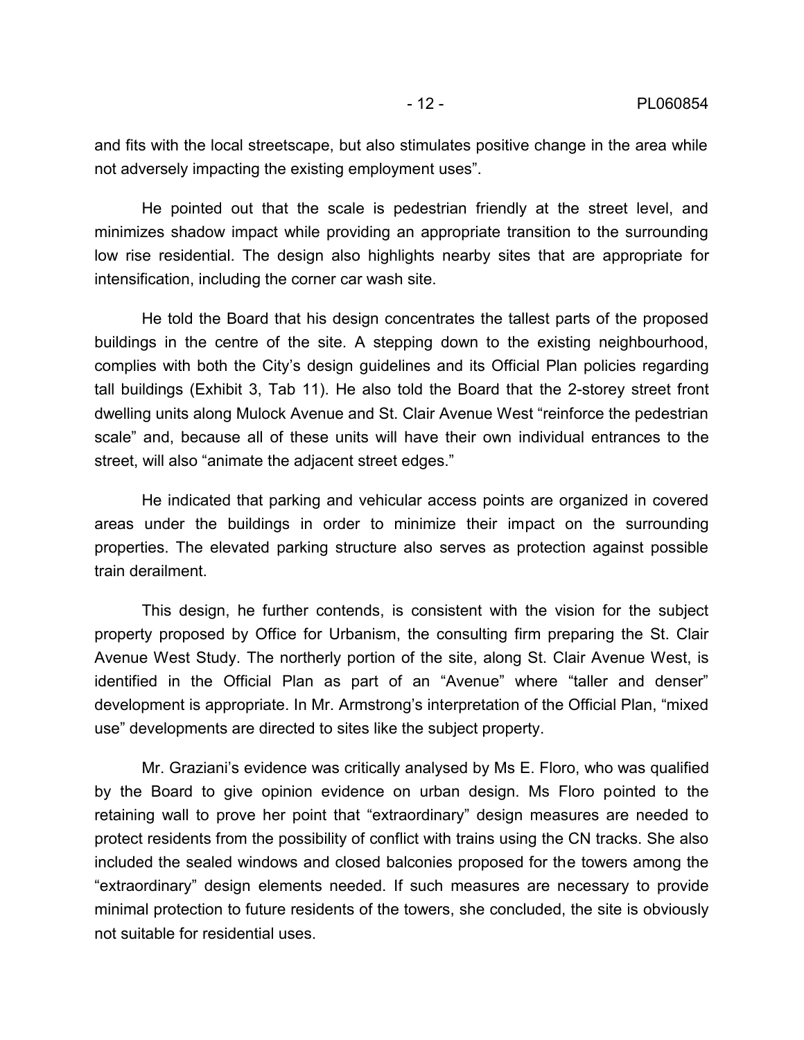and fits with the local streetscape, but also stimulates positive change in the area while not adversely impacting the existing employment uses".

He pointed out that the scale is pedestrian friendly at the street level, and minimizes shadow impact while providing an appropriate transition to the surrounding low rise residential. The design also highlights nearby sites that are appropriate for intensification, including the corner car wash site.

He told the Board that his design concentrates the tallest parts of the proposed buildings in the centre of the site. A stepping down to the existing neighbourhood, complies with both the City's design guidelines and its Official Plan policies regarding tall buildings (Exhibit 3, Tab 11). He also told the Board that the 2-storey street front dwelling units along Mulock Avenue and St. Clair Avenue West "reinforce the pedestrian scale" and, because all of these units will have their own individual entrances to the street, will also "animate the adjacent street edges."

He indicated that parking and vehicular access points are organized in covered areas under the buildings in order to minimize their impact on the surrounding properties. The elevated parking structure also serves as protection against possible train derailment.

This design, he further contends, is consistent with the vision for the subject property proposed by Office for Urbanism, the consulting firm preparing the St. Clair Avenue West Study. The northerly portion of the site, along St. Clair Avenue West, is identified in the Official Plan as part of an "Avenue" where "taller and denser" development is appropriate. In Mr. Armstrong's interpretation of the Official Plan, "mixed use" developments are directed to sites like the subject property.

Mr. Graziani's evidence was critically analysed by Ms E. Floro, who was qualified by the Board to give opinion evidence on urban design. Ms Floro pointed to the retaining wall to prove her point that "extraordinary" design measures are needed to protect residents from the possibility of conflict with trains using the CN tracks. She also included the sealed windows and closed balconies proposed for the towers among the "extraordinary" design elements needed. If such measures are necessary to provide minimal protection to future residents of the towers, she concluded, the site is obviously not suitable for residential uses.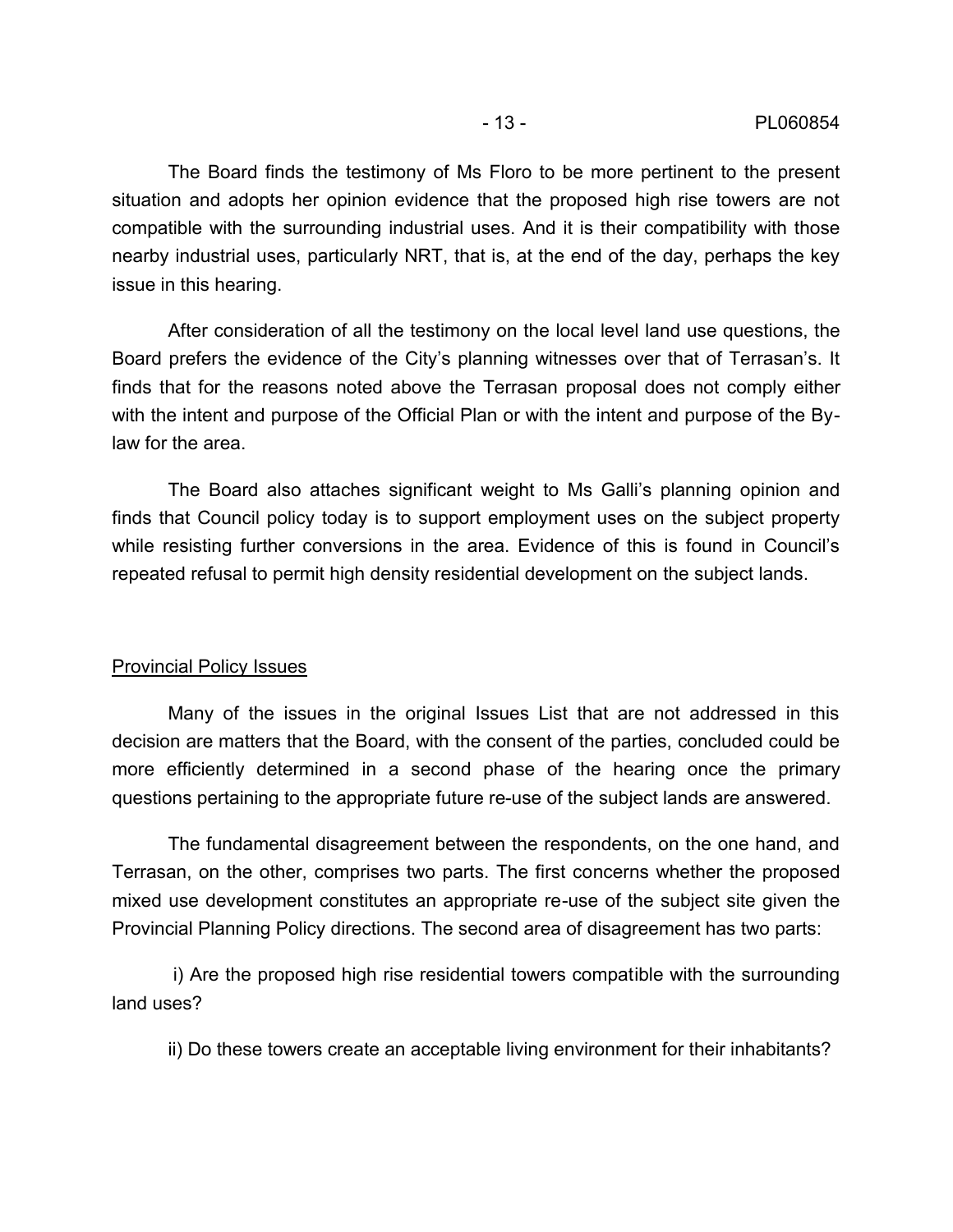The Board finds the testimony of Ms Floro to be more pertinent to the present situation and adopts her opinion evidence that the proposed high rise towers are not compatible with the surrounding industrial uses. And it is their compatibility with those nearby industrial uses, particularly NRT, that is, at the end of the day, perhaps the key issue in this hearing.

After consideration of all the testimony on the local level land use questions, the Board prefers the evidence of the City's planning witnesses over that of Terrasan's. It finds that for the reasons noted above the Terrasan proposal does not comply either with the intent and purpose of the Official Plan or with the intent and purpose of the By-law for the area.

The Board also attaches significant weight to Ms Galli's planning opinion and finds that Council policy today is to support employment uses on the subject property while resisting further conversions in the area. Evidence of this is found in Council's repeated refusal to permit high density residential development on the subject lands.

## Provincial Policy Issues

Many of the issues in the original Issues List that are not addressed in this decision are matters that the Board, with the consent of the parties, concluded could be more efficiently determined in a second phase of the hearing once the primary questions pertaining to the appropriate future re-use of the subject lands are answered.

The fundamental disagreement between the respondents, on the one hand, and Terrasan, on the other, comprises two parts. The first concerns whether the proposed mixed use development constitutes an appropriate re-use of the subject site given the Provincial Planning Policy directions. The second area of disagreement has two parts:

i) Are the proposed high rise residential towers compatible with the surrounding land uses?

ii) Do these towers create an acceptable living environment for their inhabitants?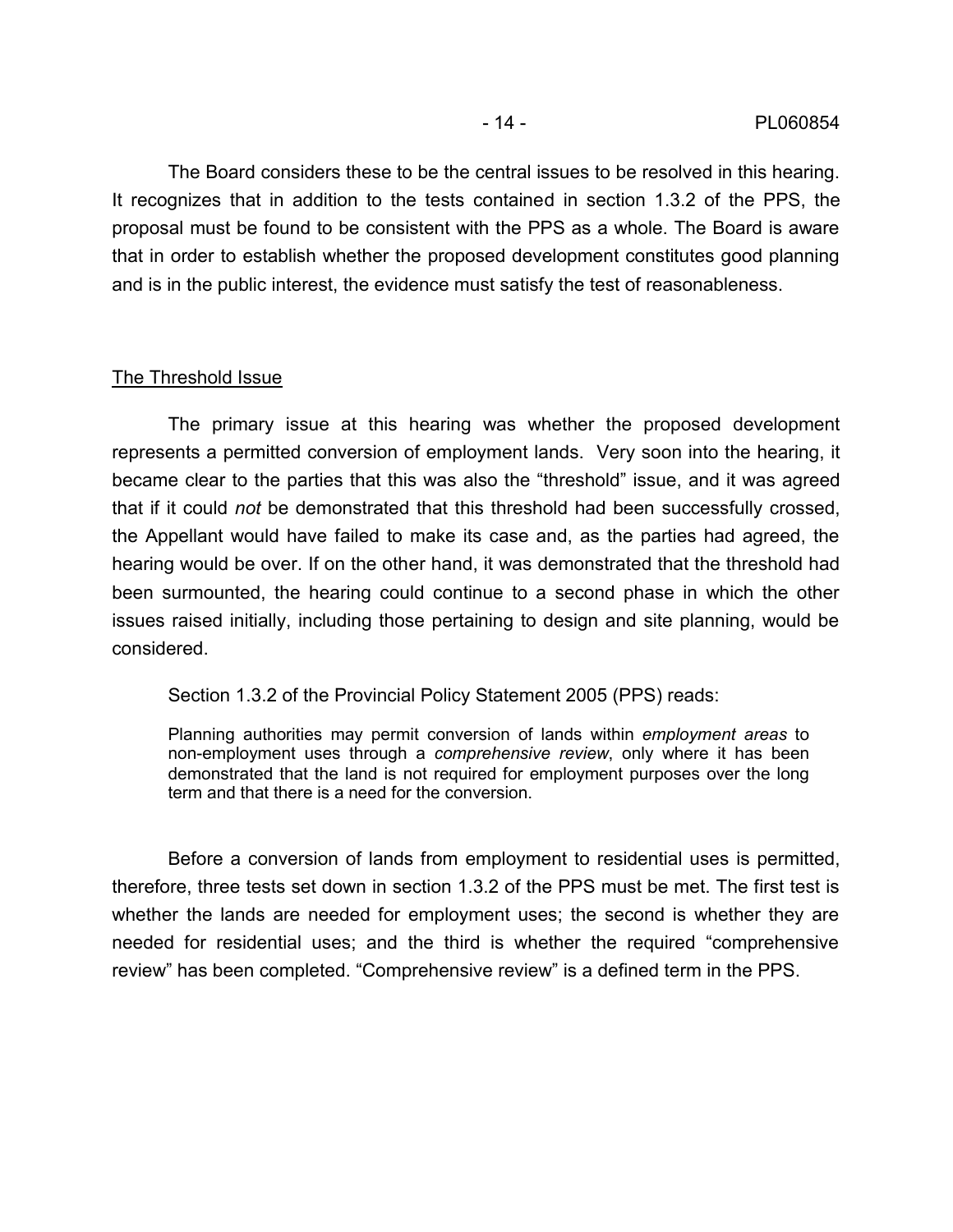The Board considers these to be the central issues to be resolved in this hearing. It recognizes that in addition to the tests contained in section 1.3.2 of the PPS, the proposal must be found to be consistent with the PPS as a whole. The Board is aware that in order to establish whether the proposed development constitutes good planning and is in the public interest, the evidence must satisfy the test of reasonableness.

## The Threshold Issue

The primary issue at this hearing was whether the proposed development represents a permitted conversion of employment lands. Very soon into the hearing, it became clear to the parties that this was also the "threshold" issue, and it was agreed that if it could *not* be demonstrated that this threshold had been successfully crossed, the Appellant would have failed to make its case and, as the parties had agreed, the hearing would be over. If on the other hand, it was demonstrated that the threshold had been surmounted, the hearing could continue to a second phase in which the other issues raised initially, including those pertaining to design and site planning, would be considered.

Section 1.3.2 of the Provincial Policy Statement 2005 (PPS) reads:

> Planning authorities may permit conversion of lands within *employment areas* to non-employment uses through a *comprehensive review*, only where it has been demonstrated that the land is not required for employment purposes over the long term and that there is a need for the conversion.

Before a conversion of lands from employment to residential uses is permitted, therefore, three tests set down in section 1.3.2 of the PPS must be met. The first test is whether the lands are needed for employment uses; the second is whether they are needed for residential uses; and the third is whether the required "comprehensive review" has been completed. "Comprehensive review" is a defined term in the PPS.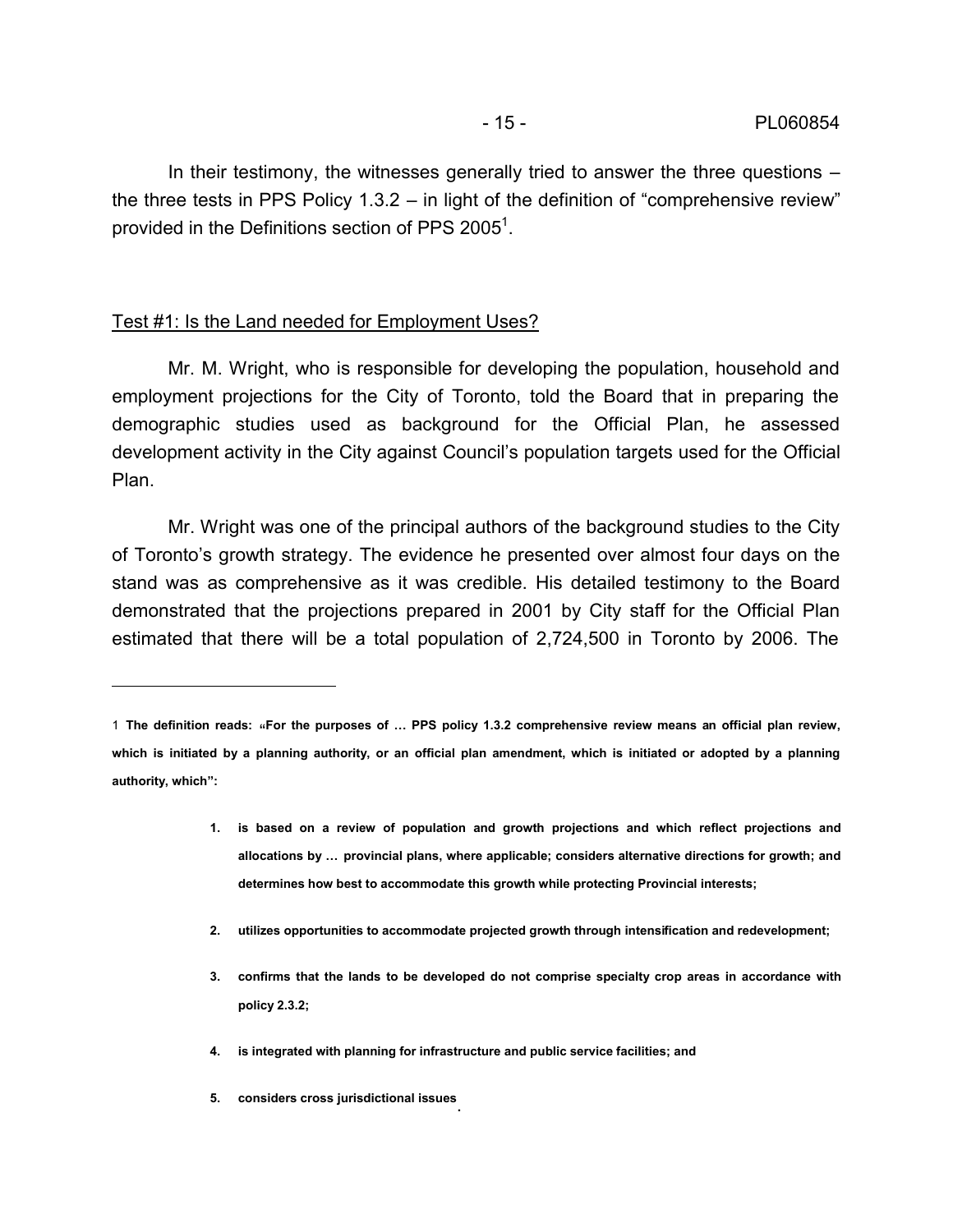In their testimony, the witnesses generally tried to answer the three questions – the three tests in PPS Policy 1.3.2 – in light of the definition of "comprehensive review" provided in the Definitions section of PPS 2005[1].

Test #1: Is the Land needed for Employment Uses?

Mr. M. Wright, who is responsible for developing the population, household and employment projections for the City of Toronto, told the Board that in preparing the demographic studies used as background for the Official Plan, he assessed development activity in the City against Council's population targets used for the Official Plan.

Mr. Wright was one of the principal authors of the background studies to the City of Toronto's growth strategy. The evidence he presented over almost four days on the stand was as comprehensive as it was credible. His detailed testimony to the Board demonstrated that the projections prepared in 2001 by City staff for the Official Plan estimated that there will be a total population of 2,724,500 in Toronto by 2006. The

---

1 **The definition reads: «For the purposes of … PPS policy 1.3.2 comprehensive review means an official plan review, which is initiated by a planning authority, or an official plan amendment, which is initiated or adopted by a planning authority, which":**

> 1. **is based on a review of population and growth projections and which reflect projections and allocations by … provincial plans, where applicable; considers alternative directions for growth; and determines how best to accommodate this growth while protecting Provincial interests;**
> 2. **utilizes opportunities to accommodate projected growth through intensification and redevelopment;**
> 3. **confirms that the lands to be developed do not comprise specialty crop areas in accordance with policy 2.3.2;**
> 4. **is integrated with planning for infrastructure and public service facilities; and**
> 5. **considers cross jurisdictional issues.**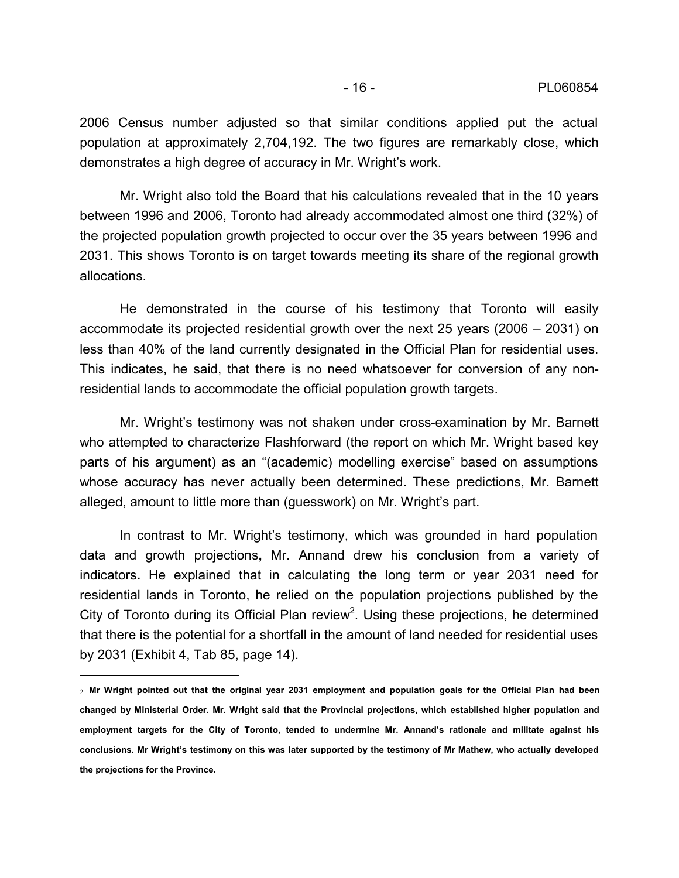2006 Census number adjusted so that similar conditions applied put the actual population at approximately 2,704,192. The two figures are remarkably close, which demonstrates a high degree of accuracy in Mr. Wright's work.

Mr. Wright also told the Board that his calculations revealed that in the 10 years between 1996 and 2006, Toronto had already accommodated almost one third (32%) of the projected population growth projected to occur over the 35 years between 1996 and 2031. This shows Toronto is on target towards meeting its share of the regional growth allocations.

He demonstrated in the course of his testimony that Toronto will easily accommodate its projected residential growth over the next 25 years (2006 – 2031) on less than 40% of the land currently designated in the Official Plan for residential uses. This indicates, he said, that there is no need whatsoever for conversion of any non-residential lands to accommodate the official population growth targets.

Mr. Wright's testimony was not shaken under cross-examination by Mr. Barnett who attempted to characterize Flashforward (the report on which Mr. Wright based key parts of his argument) as an "(academic) modelling exercise" based on assumptions whose accuracy has never actually been determined. These predictions, Mr. Barnett alleged, amount to little more than (guesswork) on Mr. Wright's part.

In contrast to Mr. Wright's testimony, which was grounded in hard population data and growth projections**,** Mr. Annand drew his conclusion from a variety of indicators**.** He explained that in calculating the long term or year 2031 need for residential lands in Toronto, he relied on the population projections published by the City of Toronto during its Official Plan review[2]. Using these projections, he determined that there is the potential for a shortfall in the amount of land needed for residential uses by 2031 (Exhibit 4, Tab 85, page 14).

---

[2] **Mr Wright pointed out that the original year 2031 employment and population goals for the Official Plan had been changed by Ministerial Order. Mr. Wright said that the Provincial projections, which established higher population and employment targets for the City of Toronto, tended to undermine Mr. Annand's rationale and militate against his conclusions. Mr Wright's testimony on this was later supported by the testimony of Mr Mathew, who actually developed the projections for the Province.**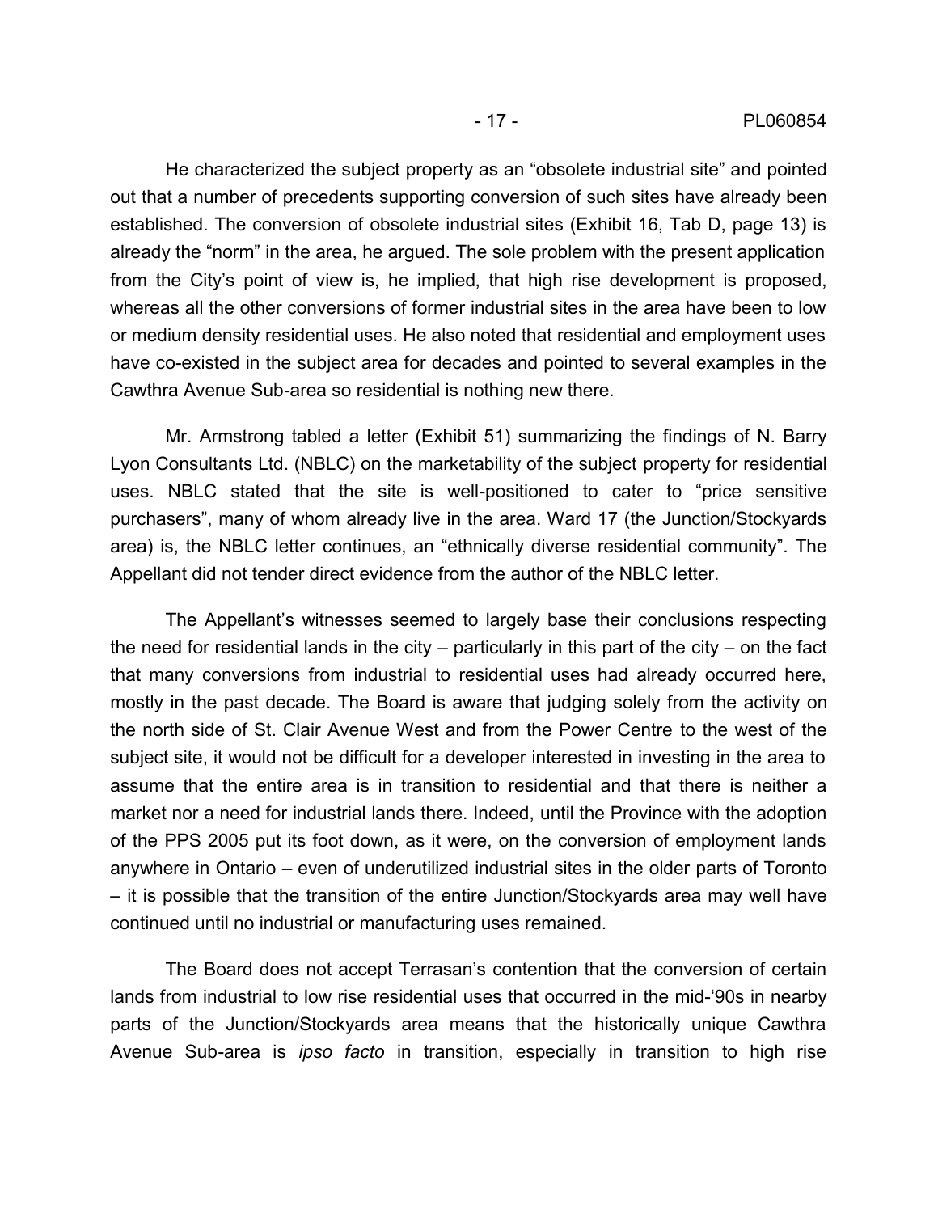He characterized the subject property as an "obsolete industrial site" and pointed out that a number of precedents supporting conversion of such sites have already been established. The conversion of obsolete industrial sites (Exhibit 16, Tab D, page 13) is already the "norm" in the area, he argued. The sole problem with the present application from the City's point of view is, he implied, that high rise development is proposed, whereas all the other conversions of former industrial sites in the area have been to low or medium density residential uses. He also noted that residential and employment uses have co-existed in the subject area for decades and pointed to several examples in the Cawthra Avenue Sub-area so residential is nothing new there.

Mr. Armstrong tabled a letter (Exhibit 51) summarizing the findings of N. Barry Lyon Consultants Ltd. (NBLC) on the marketability of the subject property for residential uses. NBLC stated that the site is well-positioned to cater to "price sensitive purchasers", many of whom already live in the area. Ward 17 (the Junction/Stockyards area) is, the NBLC letter continues, an "ethnically diverse residential community". The Appellant did not tender direct evidence from the author of the NBLC letter.

The Appellant's witnesses seemed to largely base their conclusions respecting the need for residential lands in the city – particularly in this part of the city – on the fact that many conversions from industrial to residential uses had already occurred here, mostly in the past decade. The Board is aware that judging solely from the activity on the north side of St. Clair Avenue West and from the Power Centre to the west of the subject site, it would not be difficult for a developer interested in investing in the area to assume that the entire area is in transition to residential and that there is neither a market nor a need for industrial lands there. Indeed, until the Province with the adoption of the PPS 2005 put its foot down, as it were, on the conversion of employment lands anywhere in Ontario – even of underutilized industrial sites in the older parts of Toronto – it is possible that the transition of the entire Junction/Stockyards area may well have continued until no industrial or manufacturing uses remained.

The Board does not accept Terrasan's contention that the conversion of certain lands from industrial to low rise residential uses that occurred in the mid-'90s in nearby parts of the Junction/Stockyards area means that the historically unique Cawthra Avenue Sub-area is *ipso facto* in transition, especially in transition to high rise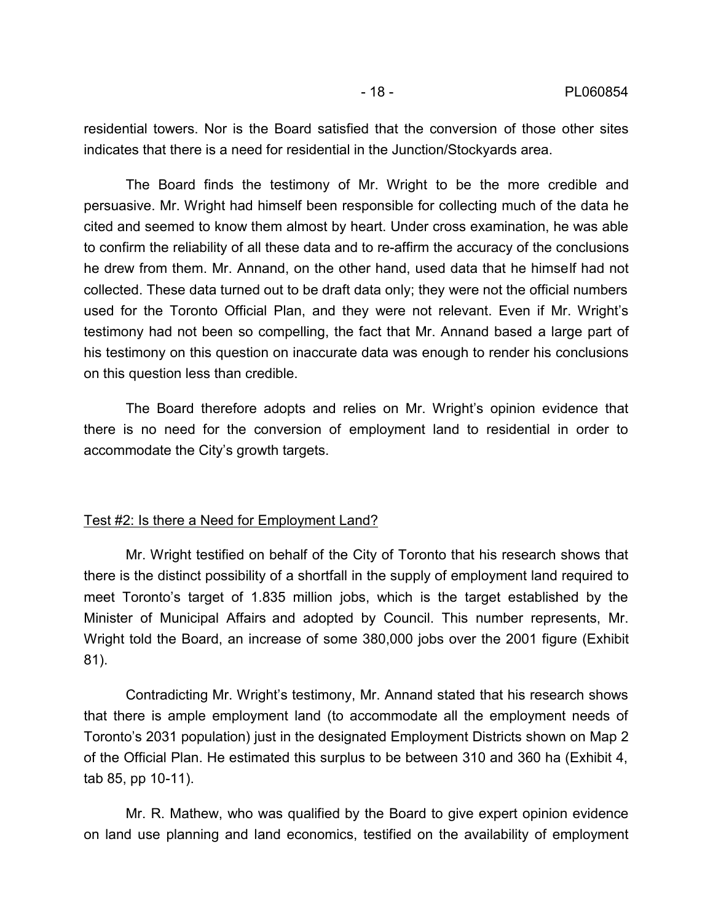residential towers. Nor is the Board satisfied that the conversion of those other sites indicates that there is a need for residential in the Junction/Stockyards area.

The Board finds the testimony of Mr. Wright to be the more credible and persuasive. Mr. Wright had himself been responsible for collecting much of the data he cited and seemed to know them almost by heart. Under cross examination, he was able to confirm the reliability of all these data and to re-affirm the accuracy of the conclusions he drew from them. Mr. Annand, on the other hand, used data that he himself had not collected. These data turned out to be draft data only; they were not the official numbers used for the Toronto Official Plan, and they were not relevant. Even if Mr. Wright's testimony had not been so compelling, the fact that Mr. Annand based a large part of his testimony on this question on inaccurate data was enough to render his conclusions on this question less than credible.

The Board therefore adopts and relies on Mr. Wright's opinion evidence that there is no need for the conversion of employment land to residential in order to accommodate the City's growth targets.

Test #2: Is there a Need for Employment Land?

Mr. Wright testified on behalf of the City of Toronto that his research shows that there is the distinct possibility of a shortfall in the supply of employment land required to meet Toronto's target of 1.835 million jobs, which is the target established by the Minister of Municipal Affairs and adopted by Council. This number represents, Mr. Wright told the Board, an increase of some 380,000 jobs over the 2001 figure (Exhibit 81).

Contradicting Mr. Wright's testimony, Mr. Annand stated that his research shows that there is ample employment land (to accommodate all the employment needs of Toronto's 2031 population) just in the designated Employment Districts shown on Map 2 of the Official Plan. He estimated this surplus to be between 310 and 360 ha (Exhibit 4, tab 85, pp 10-11).

Mr. R. Mathew, who was qualified by the Board to give expert opinion evidence on land use planning and land economics, testified on the availability of employment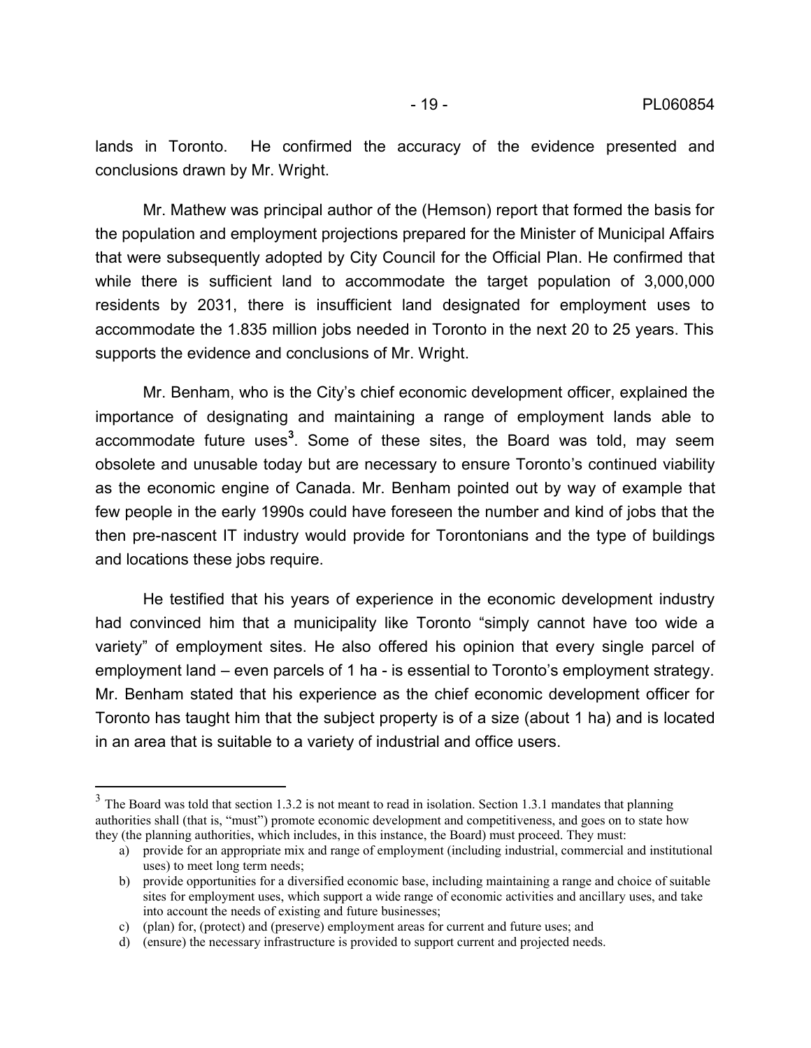lands in Toronto. He confirmed the accuracy of the evidence presented and conclusions drawn by Mr. Wright.

Mr. Mathew was principal author of the (Hemson) report that formed the basis for the population and employment projections prepared for the Minister of Municipal Affairs that were subsequently adopted by City Council for the Official Plan. He confirmed that while there is sufficient land to accommodate the target population of 3,000,000 residents by 2031, there is insufficient land designated for employment uses to accommodate the 1.835 million jobs needed in Toronto in the next 20 to 25 years. This supports the evidence and conclusions of Mr. Wright.

Mr. Benham, who is the City's chief economic development officer, explained the importance of designating and maintaining a range of employment lands able to accommodate future uses[3]. Some of these sites, the Board was told, may seem obsolete and unusable today but are necessary to ensure Toronto's continued viability as the economic engine of Canada. Mr. Benham pointed out by way of example that few people in the early 1990s could have foreseen the number and kind of jobs that the then pre-nascent IT industry would provide for Torontonians and the type of buildings and locations these jobs require.

He testified that his years of experience in the economic development industry had convinced him that a municipality like Toronto "simply cannot have too wide a variety" of employment sites. He also offered his opinion that every single parcel of employment land – even parcels of 1 ha - is essential to Toronto's employment strategy. Mr. Benham stated that his experience as the chief economic development officer for Toronto has taught him that the subject property is of a size (about 1 ha) and is located in an area that is suitable to a variety of industrial and office users.

---

[3] The Board was told that section 1.3.2 is not meant to read in isolation. Section 1.3.1 mandates that planning authorities shall (that is, "must") promote economic development and competitiveness, and goes on to state how they (the planning authorities, which includes, in this instance, the Board) must proceed. They must:

a) provide for an appropriate mix and range of employment (including industrial, commercial and institutional uses) to meet long term needs;
b) provide opportunities for a diversified economic base, including maintaining a range and choice of suitable sites for employment uses, which support a wide range of economic activities and ancillary uses, and take into account the needs of existing and future businesses;
c) (plan) for, (protect) and (preserve) employment areas for current and future uses; and
d) (ensure) the necessary infrastructure is provided to support current and projected needs.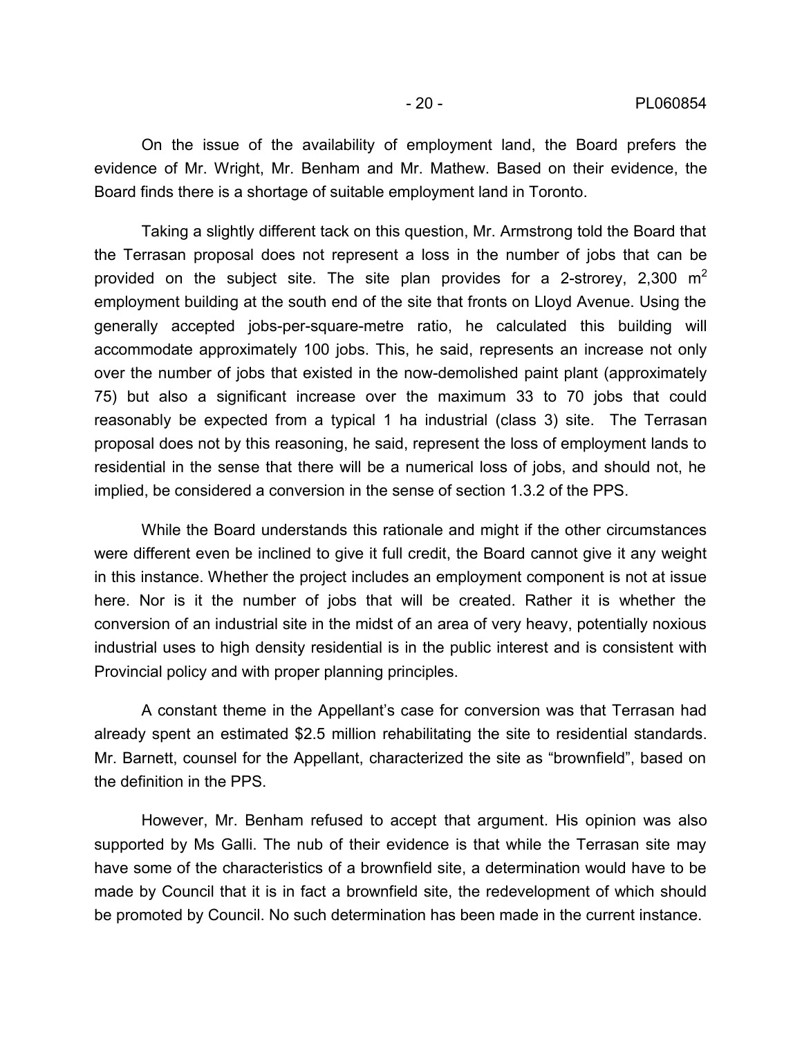On the issue of the availability of employment land, the Board prefers the evidence of Mr. Wright, Mr. Benham and Mr. Mathew. Based on their evidence, the Board finds there is a shortage of suitable employment land in Toronto.

Taking a slightly different tack on this question, Mr. Armstrong told the Board that the Terrasan proposal does not represent a loss in the number of jobs that can be provided on the subject site. The site plan provides for a 2-strorey, 2,300 $m^2$ employment building at the south end of the site that fronts on Lloyd Avenue. Using the generally accepted jobs-per-square-metre ratio, he calculated this building will accommodate approximately 100 jobs. This, he said, represents an increase not only over the number of jobs that existed in the now-demolished paint plant (approximately 75) but also a significant increase over the maximum 33 to 70 jobs that could reasonably be expected from a typical 1 ha industrial (class 3) site. The Terrasan proposal does not by this reasoning, he said, represent the loss of employment lands to residential in the sense that there will be a numerical loss of jobs, and should not, he implied, be considered a conversion in the sense of section 1.3.2 of the PPS.

While the Board understands this rationale and might if the other circumstances were different even be inclined to give it full credit, the Board cannot give it any weight in this instance. Whether the project includes an employment component is not at issue here. Nor is it the number of jobs that will be created. Rather it is whether the conversion of an industrial site in the midst of an area of very heavy, potentially noxious industrial uses to high density residential is in the public interest and is consistent with Provincial policy and with proper planning principles.

A constant theme in the Appellant's case for conversion was that Terrasan had already spent an estimated $2.5 million rehabilitating the site to residential standards. Mr. Barnett, counsel for the Appellant, characterized the site as "brownfield", based on the definition in the PPS.

However, Mr. Benham refused to accept that argument. His opinion was also supported by Ms Galli. The nub of their evidence is that while the Terrasan site may have some of the characteristics of a brownfield site, a determination would have to be made by Council that it is in fact a brownfield site, the redevelopment of which should be promoted by Council. No such determination has been made in the current instance.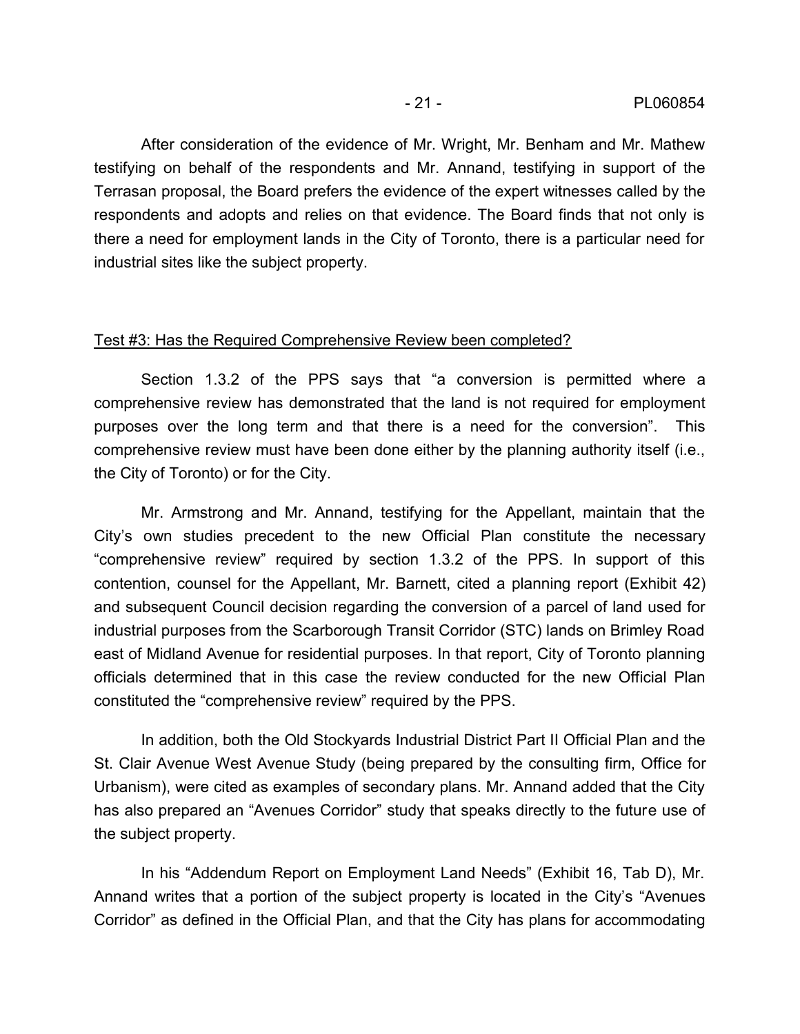After consideration of the evidence of Mr. Wright, Mr. Benham and Mr. Mathew testifying on behalf of the respondents and Mr. Annand, testifying in support of the Terrasan proposal, the Board prefers the evidence of the expert witnesses called by the respondents and adopts and relies on that evidence. The Board finds that not only is there a need for employment lands in the City of Toronto, there is a particular need for industrial sites like the subject property.

Test #3: Has the Required Comprehensive Review been completed?

Section 1.3.2 of the PPS says that "a conversion is permitted where a comprehensive review has demonstrated that the land is not required for employment purposes over the long term and that there is a need for the conversion". This comprehensive review must have been done either by the planning authority itself (i.e., the City of Toronto) or for the City.

Mr. Armstrong and Mr. Annand, testifying for the Appellant, maintain that the City's own studies precedent to the new Official Plan constitute the necessary "comprehensive review" required by section 1.3.2 of the PPS. In support of this contention, counsel for the Appellant, Mr. Barnett, cited a planning report (Exhibit 42) and subsequent Council decision regarding the conversion of a parcel of land used for industrial purposes from the Scarborough Transit Corridor (STC) lands on Brimley Road east of Midland Avenue for residential purposes. In that report, City of Toronto planning officials determined that in this case the review conducted for the new Official Plan constituted the "comprehensive review" required by the PPS.

In addition, both the Old Stockyards Industrial District Part II Official Plan and the St. Clair Avenue West Avenue Study (being prepared by the consulting firm, Office for Urbanism), were cited as examples of secondary plans. Mr. Annand added that the City has also prepared an "Avenues Corridor" study that speaks directly to the future use of the subject property.

In his "Addendum Report on Employment Land Needs" (Exhibit 16, Tab D), Mr. Annand writes that a portion of the subject property is located in the City's "Avenues Corridor" as defined in the Official Plan, and that the City has plans for accommodating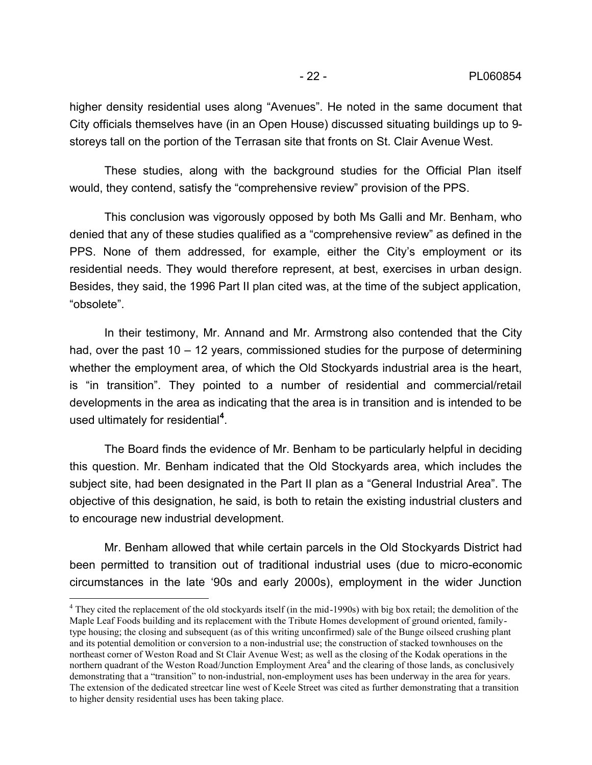higher density residential uses along "Avenues". He noted in the same document that City officials themselves have (in an Open House) discussed situating buildings up to 9-storeys tall on the portion of the Terrasan site that fronts on St. Clair Avenue West.

These studies, along with the background studies for the Official Plan itself would, they contend, satisfy the "comprehensive review" provision of the PPS.

This conclusion was vigorously opposed by both Ms Galli and Mr. Benham, who denied that any of these studies qualified as a "comprehensive review" as defined in the PPS. None of them addressed, for example, either the City's employment or its residential needs. They would therefore represent, at best, exercises in urban design. Besides, they said, the 1996 Part II plan cited was, at the time of the subject application, "obsolete".

In their testimony, Mr. Annand and Mr. Armstrong also contended that the City had, over the past 10 – 12 years, commissioned studies for the purpose of determining whether the employment area, of which the Old Stockyards industrial area is the heart, is "in transition". They pointed to a number of residential and commercial/retail developments in the area as indicating that the area is in transition and is intended to be used ultimately for residential[4].

The Board finds the evidence of Mr. Benham to be particularly helpful in deciding this question. Mr. Benham indicated that the Old Stockyards area, which includes the subject site, had been designated in the Part II plan as a "General Industrial Area". The objective of this designation, he said, is both to retain the existing industrial clusters and to encourage new industrial development.

Mr. Benham allowed that while certain parcels in the Old Stockyards District had been permitted to transition out of traditional industrial uses (due to micro-economic circumstances in the late '90s and early 2000s), employment in the wider Junction

---

[4] They cited the replacement of the old stockyards itself (in the mid-1990s) with big box retail; the demolition of the Maple Leaf Foods building and its replacement with the Tribute Homes development of ground oriented, family-type housing; the closing and subsequent (as of this writing unconfirmed) sale of the Bunge oilseed crushing plant and its potential demolition or conversion to a non-industrial use; the construction of stacked townhouses on the northeast corner of Weston Road and St Clair Avenue West; as well as the closing of the Kodak operations in the northern quadrant of the Weston Road/Junction Employment Area[4] and the clearing of those lands, as conclusively demonstrating that a "transition" to non-industrial, non-employment uses has been underway in the area for years. The extension of the dedicated streetcar line west of Keele Street was cited as further demonstrating that a transition to higher density residential uses has been taking place.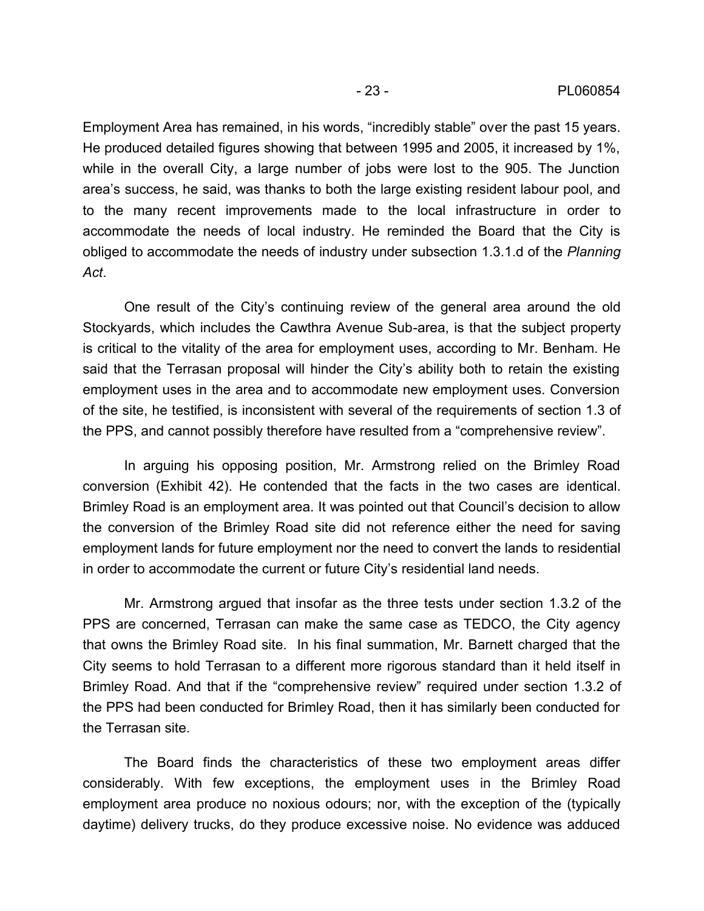Employment Area has remained, in his words, "incredibly stable" over the past 15 years. He produced detailed figures showing that between 1995 and 2005, it increased by 1%, while in the overall City, a large number of jobs were lost to the 905. The Junction area's success, he said, was thanks to both the large existing resident labour pool, and to the many recent improvements made to the local infrastructure in order to accommodate the needs of local industry. He reminded the Board that the City is obliged to accommodate the needs of industry under subsection 1.3.1.d of the *Planning Act*.

One result of the City's continuing review of the general area around the old Stockyards, which includes the Cawthra Avenue Sub-area, is that the subject property is critical to the vitality of the area for employment uses, according to Mr. Benham. He said that the Terrasan proposal will hinder the City's ability both to retain the existing employment uses in the area and to accommodate new employment uses. Conversion of the site, he testified, is inconsistent with several of the requirements of section 1.3 of the PPS, and cannot possibly therefore have resulted from a "comprehensive review".

In arguing his opposing position, Mr. Armstrong relied on the Brimley Road conversion (Exhibit 42). He contended that the facts in the two cases are identical. Brimley Road is an employment area. It was pointed out that Council's decision to allow the conversion of the Brimley Road site did not reference either the need for saving employment lands for future employment nor the need to convert the lands to residential in order to accommodate the current or future City's residential land needs.

Mr. Armstrong argued that insofar as the three tests under section 1.3.2 of the PPS are concerned, Terrasan can make the same case as TEDCO, the City agency that owns the Brimley Road site. In his final summation, Mr. Barnett charged that the City seems to hold Terrasan to a different more rigorous standard than it held itself in Brimley Road. And that if the "comprehensive review" required under section 1.3.2 of the PPS had been conducted for Brimley Road, then it has similarly been conducted for the Terrasan site.

The Board finds the characteristics of these two employment areas differ considerably. With few exceptions, the employment uses in the Brimley Road employment area produce no noxious odours; nor, with the exception of the (typically daytime) delivery trucks, do they produce excessive noise. No evidence was adduced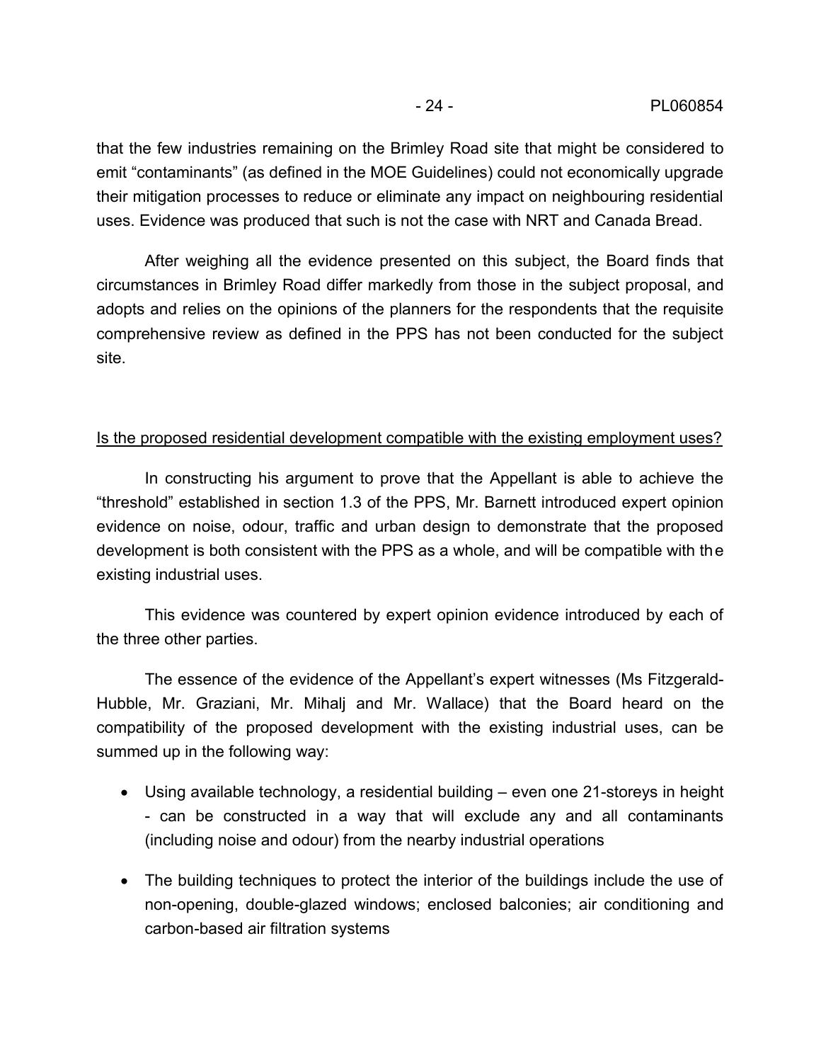that the few industries remaining on the Brimley Road site that might be considered to emit "contaminants" (as defined in the MOE Guidelines) could not economically upgrade their mitigation processes to reduce or eliminate any impact on neighbouring residential uses. Evidence was produced that such is not the case with NRT and Canada Bread.

After weighing all the evidence presented on this subject, the Board finds that circumstances in Brimley Road differ markedly from those in the subject proposal, and adopts and relies on the opinions of the planners for the respondents that the requisite comprehensive review as defined in the PPS has not been conducted for the subject site.

<u>Is the proposed residential development compatible with the existing employment uses?</u>

In constructing his argument to prove that the Appellant is able to achieve the "threshold" established in section 1.3 of the PPS, Mr. Barnett introduced expert opinion evidence on noise, odour, traffic and urban design to demonstrate that the proposed development is both consistent with the PPS as a whole, and will be compatible with the existing industrial uses.

This evidence was countered by expert opinion evidence introduced by each of the three other parties.

The essence of the evidence of the Appellant's expert witnesses (Ms Fitzgerald-Hubble, Mr. Graziani, Mr. Mihalj and Mr. Wallace) that the Board heard on the compatibility of the proposed development with the existing industrial uses, can be summed up in the following way:

- Using available technology, a residential building – even one 21-storeys in height - can be constructed in a way that will exclude any and all contaminants (including noise and odour) from the nearby industrial operations
- The building techniques to protect the interior of the buildings include the use of non-opening, double-glazed windows; enclosed balconies; air conditioning and carbon-based air filtration systems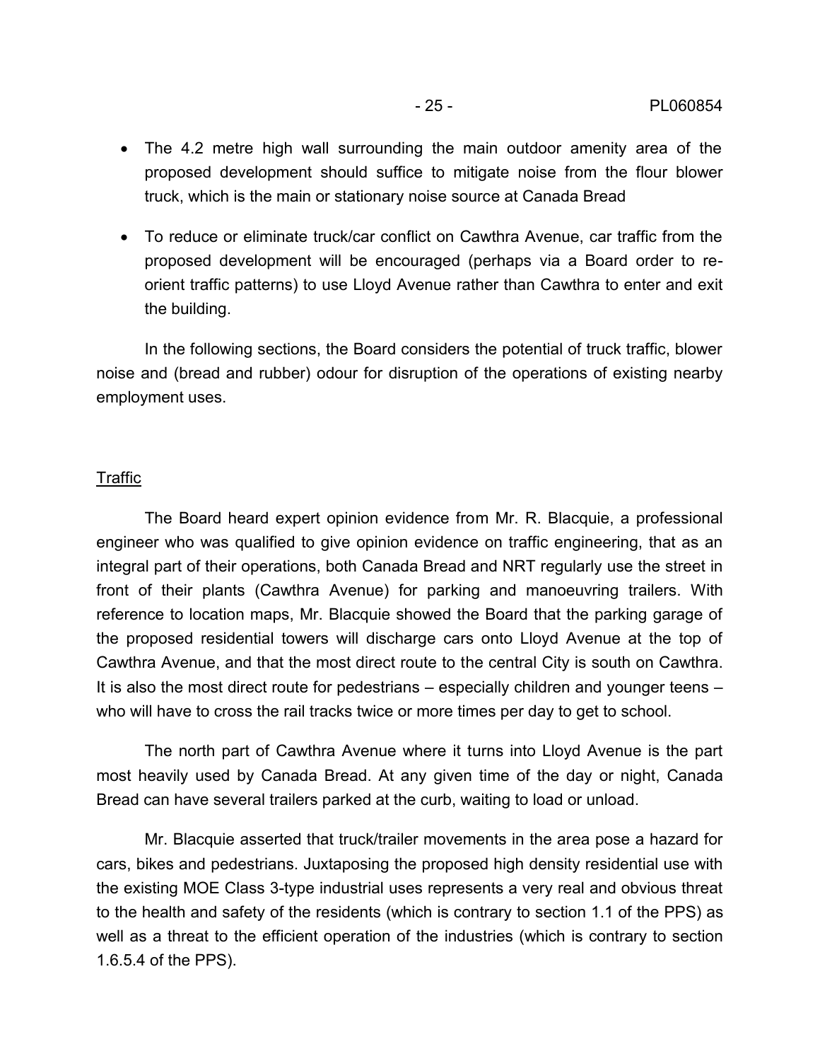- The 4.2 metre high wall surrounding the main outdoor amenity area of the proposed development should suffice to mitigate noise from the flour blower truck, which is the main or stationary noise source at Canada Bread
- To reduce or eliminate truck/car conflict on Cawthra Avenue, car traffic from the proposed development will be encouraged (perhaps via a Board order to re-orient traffic patterns) to use Lloyd Avenue rather than Cawthra to enter and exit the building.

In the following sections, the Board considers the potential of truck traffic, blower noise and (bread and rubber) odour for disruption of the operations of existing nearby employment uses.

## Traffic

The Board heard expert opinion evidence from Mr. R. Blacquie, a professional engineer who was qualified to give opinion evidence on traffic engineering, that as an integral part of their operations, both Canada Bread and NRT regularly use the street in front of their plants (Cawthra Avenue) for parking and manoeuvring trailers. With reference to location maps, Mr. Blacquie showed the Board that the parking garage of the proposed residential towers will discharge cars onto Lloyd Avenue at the top of Cawthra Avenue, and that the most direct route to the central City is south on Cawthra. It is also the most direct route for pedestrians – especially children and younger teens – who will have to cross the rail tracks twice or more times per day to get to school.

The north part of Cawthra Avenue where it turns into Lloyd Avenue is the part most heavily used by Canada Bread. At any given time of the day or night, Canada Bread can have several trailers parked at the curb, waiting to load or unload.

Mr. Blacquie asserted that truck/trailer movements in the area pose a hazard for cars, bikes and pedestrians. Juxtaposing the proposed high density residential use with the existing MOE Class 3-type industrial uses represents a very real and obvious threat to the health and safety of the residents (which is contrary to section 1.1 of the PPS) as well as a threat to the efficient operation of the industries (which is contrary to section 1.6.5.4 of the PPS).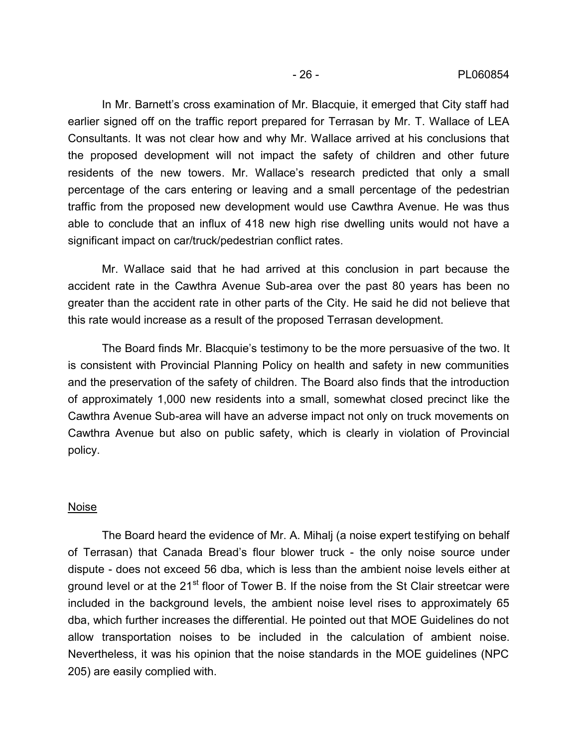In Mr. Barnett's cross examination of Mr. Blacquie, it emerged that City staff had earlier signed off on the traffic report prepared for Terrasan by Mr. T. Wallace of LEA Consultants. It was not clear how and why Mr. Wallace arrived at his conclusions that the proposed development will not impact the safety of children and other future residents of the new towers. Mr. Wallace's research predicted that only a small percentage of the cars entering or leaving and a small percentage of the pedestrian traffic from the proposed new development would use Cawthra Avenue. He was thus able to conclude that an influx of 418 new high rise dwelling units would not have a significant impact on car/truck/pedestrian conflict rates.

Mr. Wallace said that he had arrived at this conclusion in part because the accident rate in the Cawthra Avenue Sub-area over the past 80 years has been no greater than the accident rate in other parts of the City. He said he did not believe that this rate would increase as a result of the proposed Terrasan development.

The Board finds Mr. Blacquie's testimony to be the more persuasive of the two. It is consistent with Provincial Planning Policy on health and safety in new communities and the preservation of the safety of children. The Board also finds that the introduction of approximately 1,000 new residents into a small, somewhat closed precinct like the Cawthra Avenue Sub-area will have an adverse impact not only on truck movements on Cawthra Avenue but also on public safety, which is clearly in violation of Provincial policy.

<u>Noise</u>

The Board heard the evidence of Mr. A. Mihalj (a noise expert testifying on behalf of Terrasan) that Canada Bread's flour blower truck - the only noise source under dispute - does not exceed 56 dba, which is less than the ambient noise levels either at ground level or at the 21st floor of Tower B. If the noise from the St Clair streetcar were included in the background levels, the ambient noise level rises to approximately 65 dba, which further increases the differential. He pointed out that MOE Guidelines do not allow transportation noises to be included in the calculation of ambient noise. Nevertheless, it was his opinion that the noise standards in the MOE guidelines (NPC 205) are easily complied with.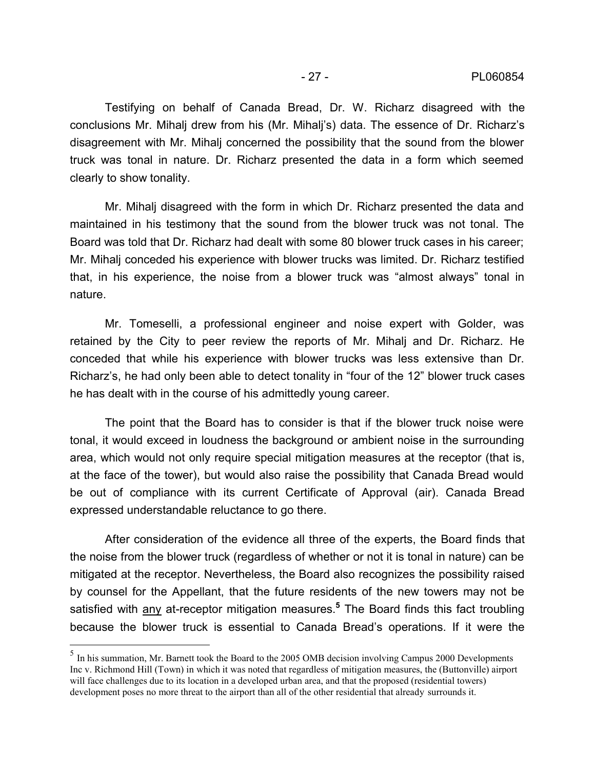Testifying on behalf of Canada Bread, Dr. W. Richarz disagreed with the conclusions Mr. Mihalj drew from his (Mr. Mihalj's) data. The essence of Dr. Richarz's disagreement with Mr. Mihalj concerned the possibility that the sound from the blower truck was tonal in nature. Dr. Richarz presented the data in a form which seemed clearly to show tonality.

Mr. Mihalj disagreed with the form in which Dr. Richarz presented the data and maintained in his testimony that the sound from the blower truck was not tonal. The Board was told that Dr. Richarz had dealt with some 80 blower truck cases in his career; Mr. Mihalj conceded his experience with blower trucks was limited. Dr. Richarz testified that, in his experience, the noise from a blower truck was "almost always" tonal in nature.

Mr. Tomeselli, a professional engineer and noise expert with Golder, was retained by the City to peer review the reports of Mr. Mihalj and Dr. Richarz. He conceded that while his experience with blower trucks was less extensive than Dr. Richarz's, he had only been able to detect tonality in "four of the 12" blower truck cases he has dealt with in the course of his admittedly young career.

The point that the Board has to consider is that if the blower truck noise were tonal, it would exceed in loudness the background or ambient noise in the surrounding area, which would not only require special mitigation measures at the receptor (that is, at the face of the tower), but would also raise the possibility that Canada Bread would be out of compliance with its current Certificate of Approval (air). Canada Bread expressed understandable reluctance to go there.

After consideration of the evidence all three of the experts, the Board finds that the noise from the blower truck (regardless of whether or not it is tonal in nature) can be mitigated at the receptor. Nevertheless, the Board also recognizes the possibility raised by counsel for the Appellant, that the future residents of the new towers may not be satisfied with <u>any</u> at-receptor mitigation measures.[5] The Board finds this fact troubling because the blower truck is essential to Canada Bread's operations. If it were the

---

[5] In his summation, Mr. Barnett took the Board to the 2005 OMB decision involving Campus 2000 Developments Inc v. Richmond Hill (Town) in which it was noted that regardless of mitigation measures, the (Buttonville) airport will face challenges due to its location in a developed urban area, and that the proposed (residential towers) development poses no more threat to the airport than all of the other residential that already surrounds it.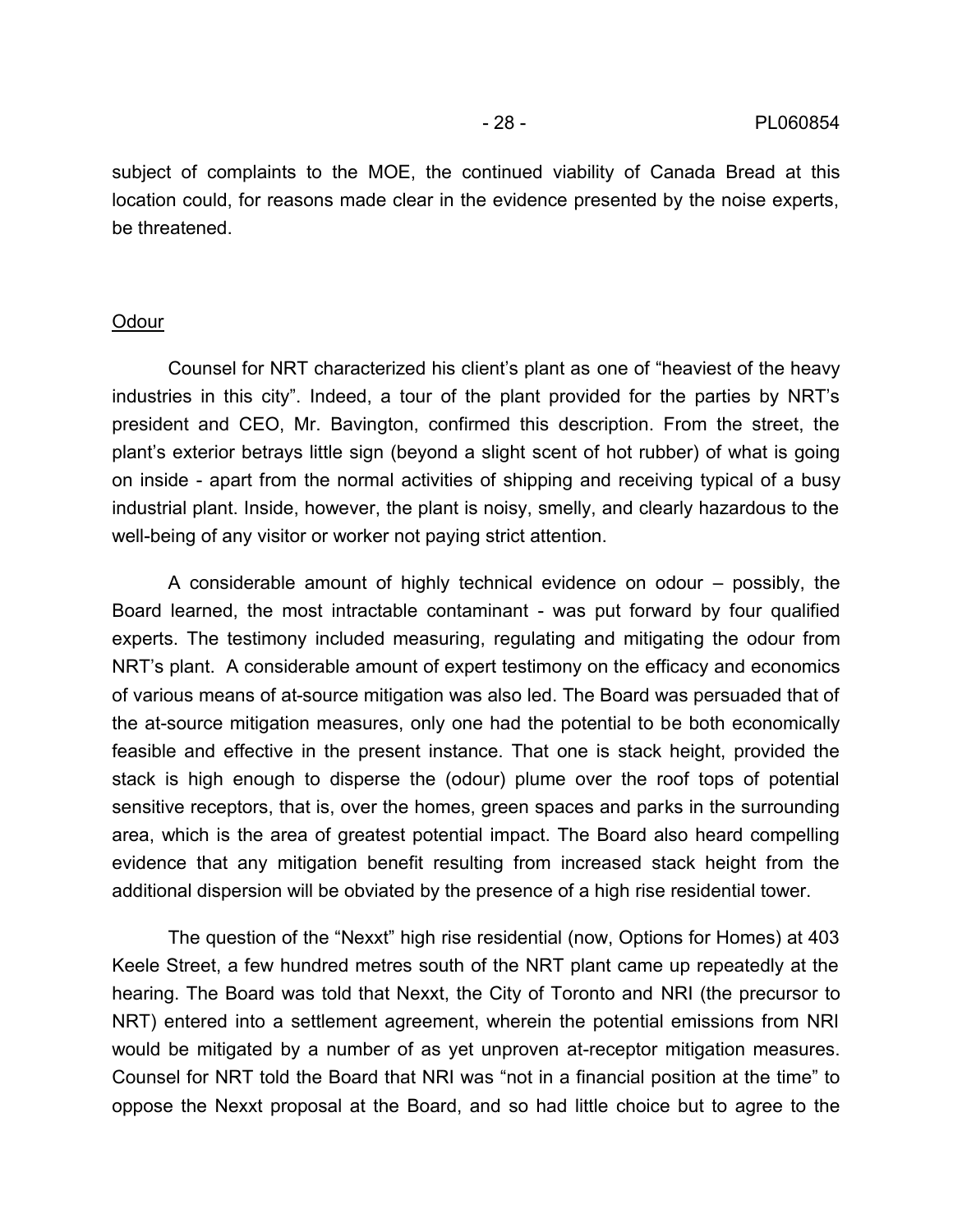subject of complaints to the MOE, the continued viability of Canada Bread at this location could, for reasons made clear in the evidence presented by the noise experts, be threatened.

Odour

Counsel for NRT characterized his client's plant as one of "heaviest of the heavy industries in this city". Indeed, a tour of the plant provided for the parties by NRT's president and CEO, Mr. Bavington, confirmed this description. From the street, the plant's exterior betrays little sign (beyond a slight scent of hot rubber) of what is going on inside - apart from the normal activities of shipping and receiving typical of a busy industrial plant. Inside, however, the plant is noisy, smelly, and clearly hazardous to the well-being of any visitor or worker not paying strict attention.

A considerable amount of highly technical evidence on odour – possibly, the Board learned, the most intractable contaminant - was put forward by four qualified experts. The testimony included measuring, regulating and mitigating the odour from NRT's plant. A considerable amount of expert testimony on the efficacy and economics of various means of at-source mitigation was also led. The Board was persuaded that of the at-source mitigation measures, only one had the potential to be both economically feasible and effective in the present instance. That one is stack height, provided the stack is high enough to disperse the (odour) plume over the roof tops of potential sensitive receptors, that is, over the homes, green spaces and parks in the surrounding area, which is the area of greatest potential impact. The Board also heard compelling evidence that any mitigation benefit resulting from increased stack height from the additional dispersion will be obviated by the presence of a high rise residential tower.

The question of the "Nexxt" high rise residential (now, Options for Homes) at 403 Keele Street, a few hundred metres south of the NRT plant came up repeatedly at the hearing. The Board was told that Nexxt, the City of Toronto and NRI (the precursor to NRT) entered into a settlement agreement, wherein the potential emissions from NRI would be mitigated by a number of as yet unproven at-receptor mitigation measures. Counsel for NRT told the Board that NRI was "not in a financial position at the time" to oppose the Nexxt proposal at the Board, and so had little choice but to agree to the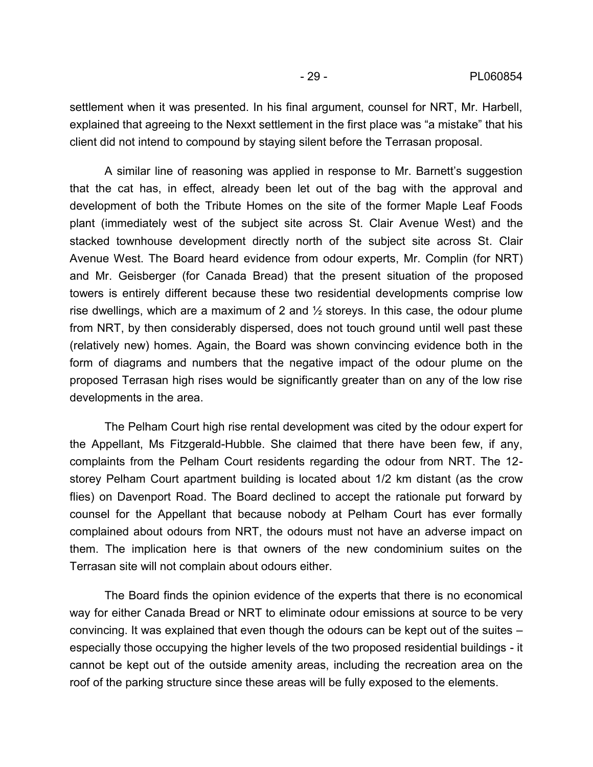settlement when it was presented. In his final argument, counsel for NRT, Mr. Harbell, explained that agreeing to the Nexxt settlement in the first place was "a mistake" that his client did not intend to compound by staying silent before the Terrasan proposal.

A similar line of reasoning was applied in response to Mr. Barnett's suggestion that the cat has, in effect, already been let out of the bag with the approval and development of both the Tribute Homes on the site of the former Maple Leaf Foods plant (immediately west of the subject site across St. Clair Avenue West) and the stacked townhouse development directly north of the subject site across St. Clair Avenue West. The Board heard evidence from odour experts, Mr. Complin (for NRT) and Mr. Geisberger (for Canada Bread) that the present situation of the proposed towers is entirely different because these two residential developments comprise low rise dwellings, which are a maximum of 2 and ½ storeys. In this case, the odour plume from NRT, by then considerably dispersed, does not touch ground until well past these (relatively new) homes. Again, the Board was shown convincing evidence both in the form of diagrams and numbers that the negative impact of the odour plume on the proposed Terrasan high rises would be significantly greater than on any of the low rise developments in the area.

The Pelham Court high rise rental development was cited by the odour expert for the Appellant, Ms Fitzgerald-Hubble. She claimed that there have been few, if any, complaints from the Pelham Court residents regarding the odour from NRT. The 12-storey Pelham Court apartment building is located about 1/2 km distant (as the crow flies) on Davenport Road. The Board declined to accept the rationale put forward by counsel for the Appellant that because nobody at Pelham Court has ever formally complained about odours from NRT, the odours must not have an adverse impact on them. The implication here is that owners of the new condominium suites on the Terrasan site will not complain about odours either.

The Board finds the opinion evidence of the experts that there is no economical way for either Canada Bread or NRT to eliminate odour emissions at source to be very convincing. It was explained that even though the odours can be kept out of the suites – especially those occupying the higher levels of the two proposed residential buildings - it cannot be kept out of the outside amenity areas, including the recreation area on the roof of the parking structure since these areas will be fully exposed to the elements.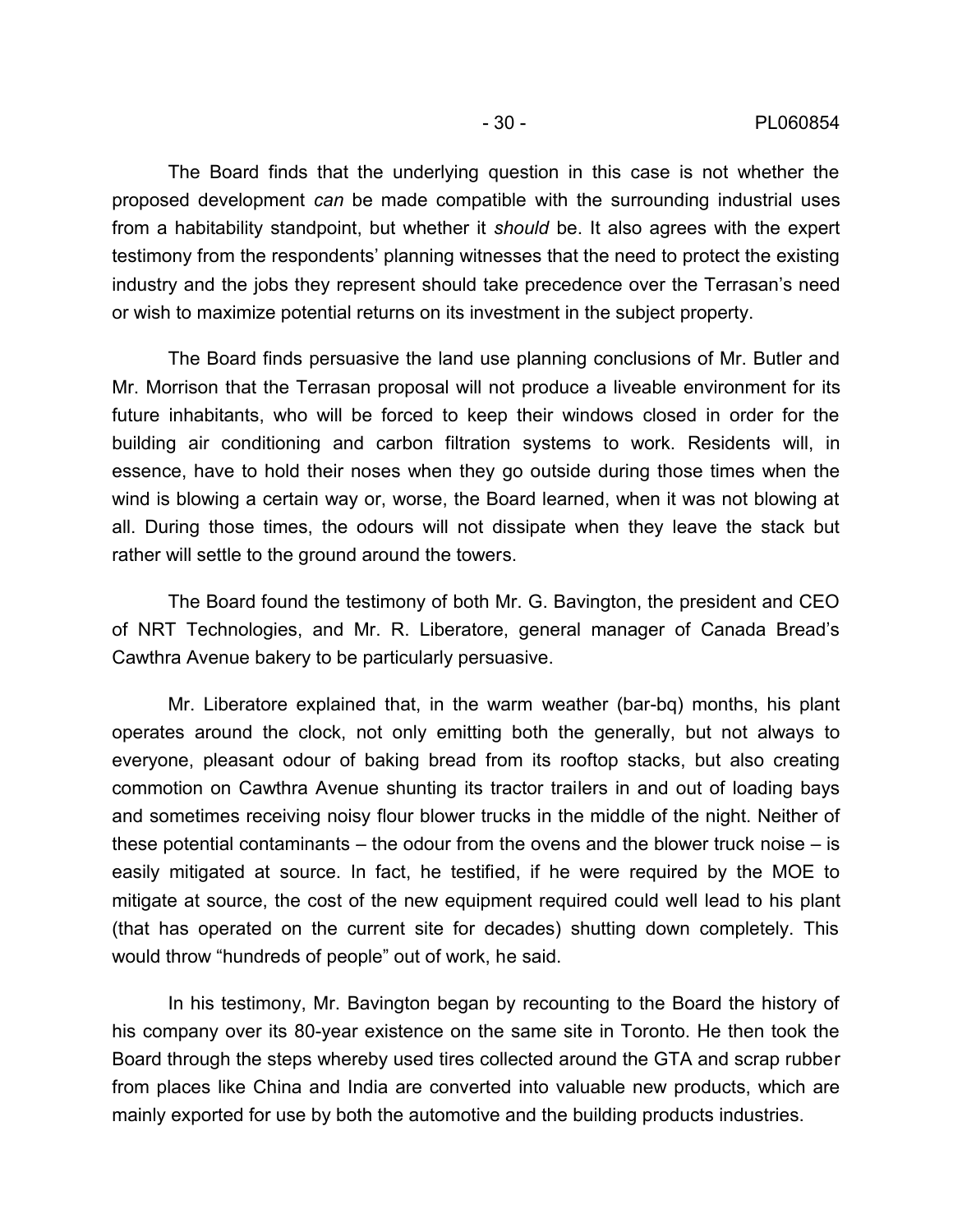The Board finds that the underlying question in this case is not whether the proposed development *can* be made compatible with the surrounding industrial uses from a habitability standpoint, but whether it *should* be. It also agrees with the expert testimony from the respondents' planning witnesses that the need to protect the existing industry and the jobs they represent should take precedence over the Terrasan's need or wish to maximize potential returns on its investment in the subject property.

The Board finds persuasive the land use planning conclusions of Mr. Butler and Mr. Morrison that the Terrasan proposal will not produce a liveable environment for its future inhabitants, who will be forced to keep their windows closed in order for the building air conditioning and carbon filtration systems to work. Residents will, in essence, have to hold their noses when they go outside during those times when the wind is blowing a certain way or, worse, the Board learned, when it was not blowing at all. During those times, the odours will not dissipate when they leave the stack but rather will settle to the ground around the towers.

The Board found the testimony of both Mr. G. Bavington, the president and CEO of NRT Technologies, and Mr. R. Liberatore, general manager of Canada Bread's Cawthra Avenue bakery to be particularly persuasive.

Mr. Liberatore explained that, in the warm weather (bar-bq) months, his plant operates around the clock, not only emitting both the generally, but not always to everyone, pleasant odour of baking bread from its rooftop stacks, but also creating commotion on Cawthra Avenue shunting its tractor trailers in and out of loading bays and sometimes receiving noisy flour blower trucks in the middle of the night. Neither of these potential contaminants – the odour from the ovens and the blower truck noise – is easily mitigated at source. In fact, he testified, if he were required by the MOE to mitigate at source, the cost of the new equipment required could well lead to his plant (that has operated on the current site for decades) shutting down completely. This would throw "hundreds of people" out of work, he said.

In his testimony, Mr. Bavington began by recounting to the Board the history of his company over its 80-year existence on the same site in Toronto. He then took the Board through the steps whereby used tires collected around the GTA and scrap rubber from places like China and India are converted into valuable new products, which are mainly exported for use by both the automotive and the building products industries.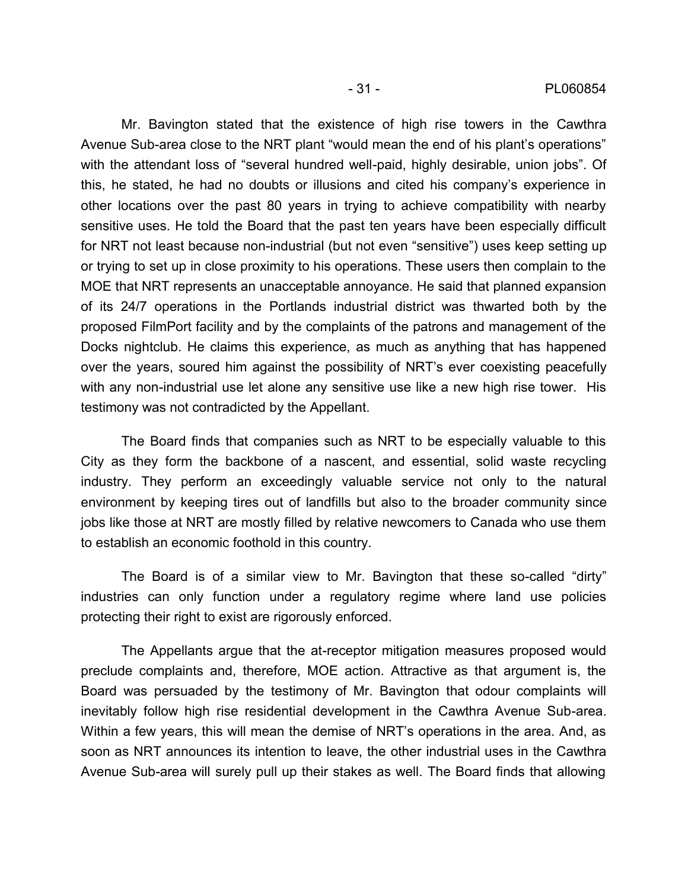Mr. Bavington stated that the existence of high rise towers in the Cawthra Avenue Sub-area close to the NRT plant “would mean the end of his plant’s operations” with the attendant loss of “several hundred well-paid, highly desirable, union jobs”. Of this, he stated, he had no doubts or illusions and cited his company’s experience in other locations over the past 80 years in trying to achieve compatibility with nearby sensitive uses. He told the Board that the past ten years have been especially difficult for NRT not least because non-industrial (but not even “sensitive”) uses keep setting up or trying to set up in close proximity to his operations. These users then complain to the MOE that NRT represents an unacceptable annoyance. He said that planned expansion of its 24/7 operations in the Portlands industrial district was thwarted both by the proposed FilmPort facility and by the complaints of the patrons and management of the Docks nightclub. He claims this experience, as much as anything that has happened over the years, soured him against the possibility of NRT’s ever coexisting peacefully with any non-industrial use let alone any sensitive use like a new high rise tower. His testimony was not contradicted by the Appellant.

The Board finds that companies such as NRT to be especially valuable to this City as they form the backbone of a nascent, and essential, solid waste recycling industry. They perform an exceedingly valuable service not only to the natural environment by keeping tires out of landfills but also to the broader community since jobs like those at NRT are mostly filled by relative newcomers to Canada who use them to establish an economic foothold in this country.

The Board is of a similar view to Mr. Bavington that these so-called “dirty” industries can only function under a regulatory regime where land use policies protecting their right to exist are rigorously enforced.

The Appellants argue that the at-receptor mitigation measures proposed would preclude complaints and, therefore, MOE action. Attractive as that argument is, the Board was persuaded by the testimony of Mr. Bavington that odour complaints will inevitably follow high rise residential development in the Cawthra Avenue Sub-area. Within a few years, this will mean the demise of NRT’s operations in the area. And, as soon as NRT announces its intention to leave, the other industrial uses in the Cawthra Avenue Sub-area will surely pull up their stakes as well. The Board finds that allowing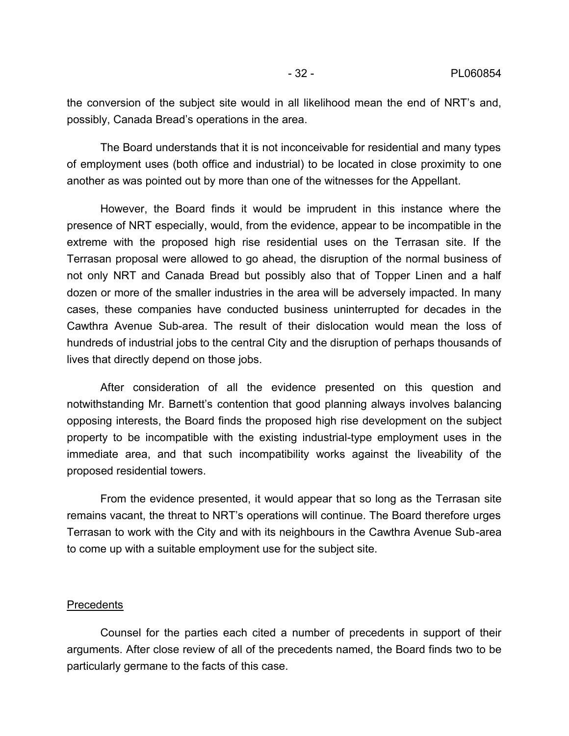the conversion of the subject site would in all likelihood mean the end of NRT's and, possibly, Canada Bread's operations in the area.

The Board understands that it is not inconceivable for residential and many types of employment uses (both office and industrial) to be located in close proximity to one another as was pointed out by more than one of the witnesses for the Appellant.

However, the Board finds it would be imprudent in this instance where the presence of NRT especially, would, from the evidence, appear to be incompatible in the extreme with the proposed high rise residential uses on the Terrasan site. If the Terrasan proposal were allowed to go ahead, the disruption of the normal business of not only NRT and Canada Bread but possibly also that of Topper Linen and a half dozen or more of the smaller industries in the area will be adversely impacted. In many cases, these companies have conducted business uninterrupted for decades in the Cawthra Avenue Sub-area. The result of their dislocation would mean the loss of hundreds of industrial jobs to the central City and the disruption of perhaps thousands of lives that directly depend on those jobs.

After consideration of all the evidence presented on this question and notwithstanding Mr. Barnett's contention that good planning always involves balancing opposing interests, the Board finds the proposed high rise development on the subject property to be incompatible with the existing industrial-type employment uses in the immediate area, and that such incompatibility works against the liveability of the proposed residential towers.

From the evidence presented, it would appear that so long as the Terrasan site remains vacant, the threat to NRT's operations will continue. The Board therefore urges Terrasan to work with the City and with its neighbours in the Cawthra Avenue Sub-area to come up with a suitable employment use for the subject site.

## Precedents

Counsel for the parties each cited a number of precedents in support of their arguments. After close review of all of the precedents named, the Board finds two to be particularly germane to the facts of this case.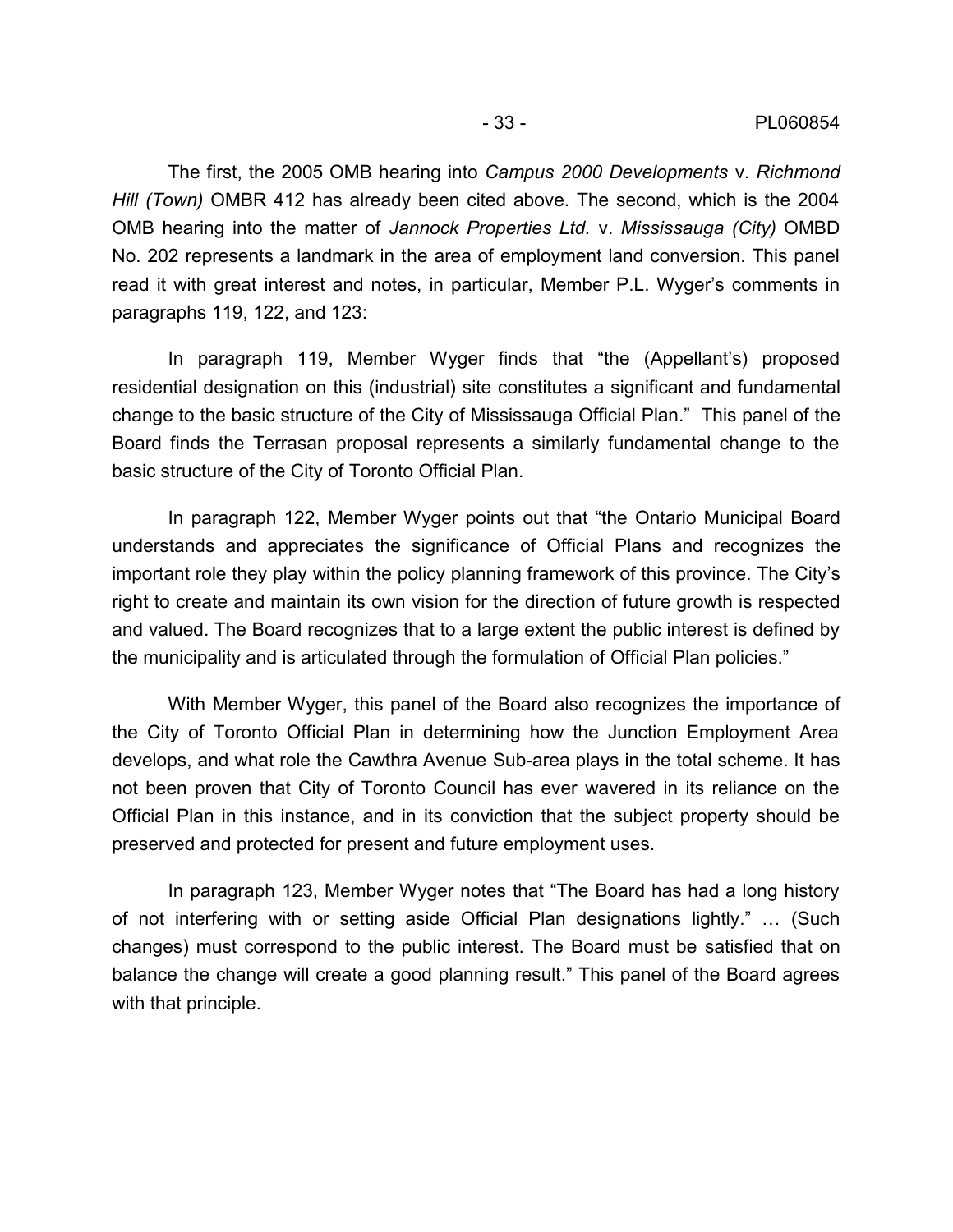The first, the 2005 OMB hearing into *Campus 2000 Developments* v. *Richmond Hill (Town)* OMBR 412 has already been cited above. The second, which is the 2004 OMB hearing into the matter of *Jannock Properties Ltd.* v. *Mississauga (City)* OMBD No. 202 represents a landmark in the area of employment land conversion. This panel read it with great interest and notes, in particular, Member P.L. Wyger's comments in paragraphs 119, 122, and 123:

In paragraph 119, Member Wyger finds that "the (Appellant's) proposed residential designation on this (industrial) site constitutes a significant and fundamental change to the basic structure of the City of Mississauga Official Plan." This panel of the Board finds the Terrasan proposal represents a similarly fundamental change to the basic structure of the City of Toronto Official Plan.

In paragraph 122, Member Wyger points out that "the Ontario Municipal Board understands and appreciates the significance of Official Plans and recognizes the important role they play within the policy planning framework of this province. The City's right to create and maintain its own vision for the direction of future growth is respected and valued. The Board recognizes that to a large extent the public interest is defined by the municipality and is articulated through the formulation of Official Plan policies."

With Member Wyger, this panel of the Board also recognizes the importance of the City of Toronto Official Plan in determining how the Junction Employment Area develops, and what role the Cawthra Avenue Sub-area plays in the total scheme. It has not been proven that City of Toronto Council has ever wavered in its reliance on the Official Plan in this instance, and in its conviction that the subject property should be preserved and protected for present and future employment uses.

In paragraph 123, Member Wyger notes that "The Board has had a long history of not interfering with or setting aside Official Plan designations lightly." … (Such changes) must correspond to the public interest. The Board must be satisfied that on balance the change will create a good planning result." This panel of the Board agrees with that principle.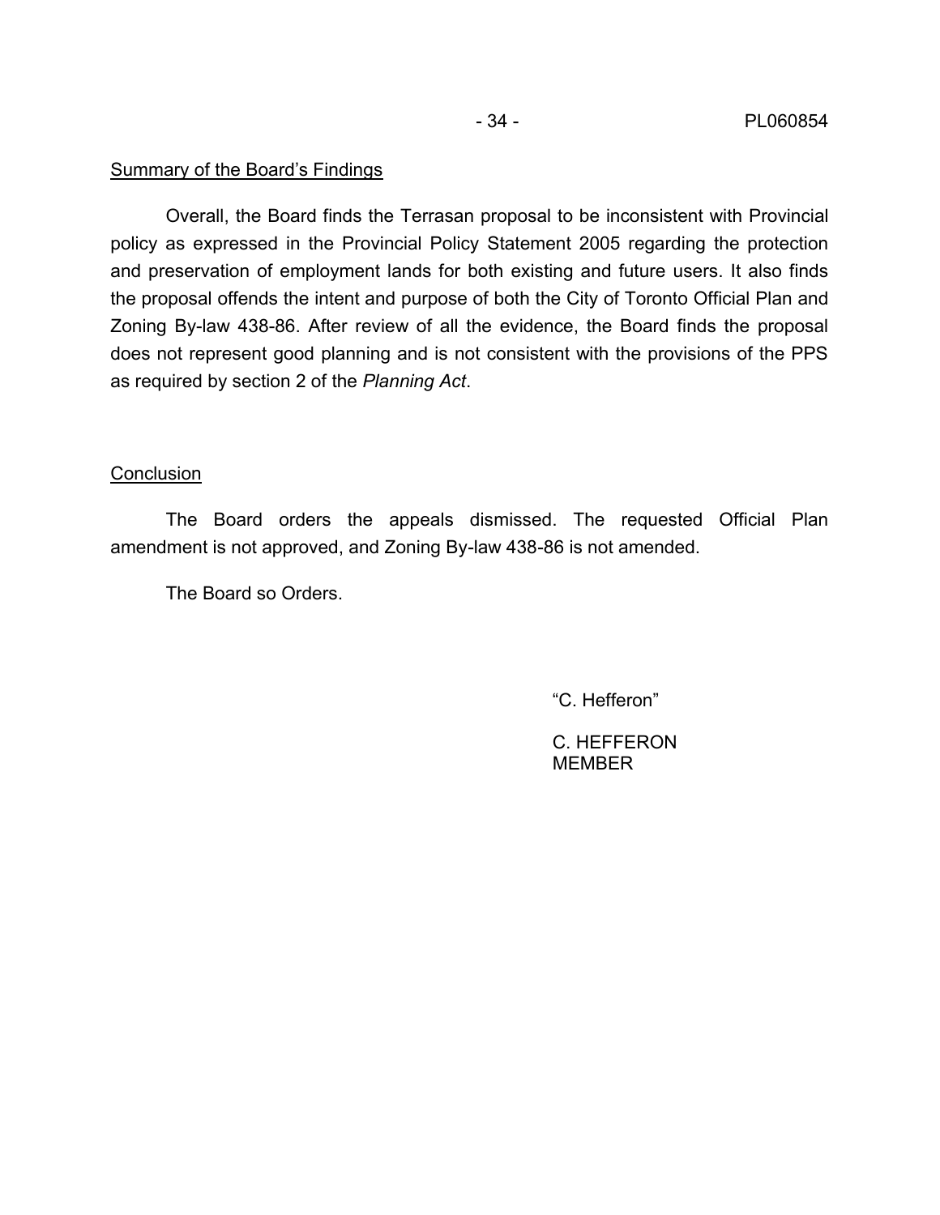Summary of the Board's Findings

Overall, the Board finds the Terrasan proposal to be inconsistent with Provincial policy as expressed in the Provincial Policy Statement 2005 regarding the protection and preservation of employment lands for both existing and future users. It also finds the proposal offends the intent and purpose of both the City of Toronto Official Plan and Zoning By-law 438-86. After review of all the evidence, the Board finds the proposal does not represent good planning and is not consistent with the provisions of the PPS as required by section 2 of the *Planning Act*.

Conclusion

The Board orders the appeals dismissed. The requested Official Plan amendment is not approved, and Zoning By-law 438-86 is not amended.

The Board so Orders.

"C. Hefferon"

C. HEFFERON
MEMBER